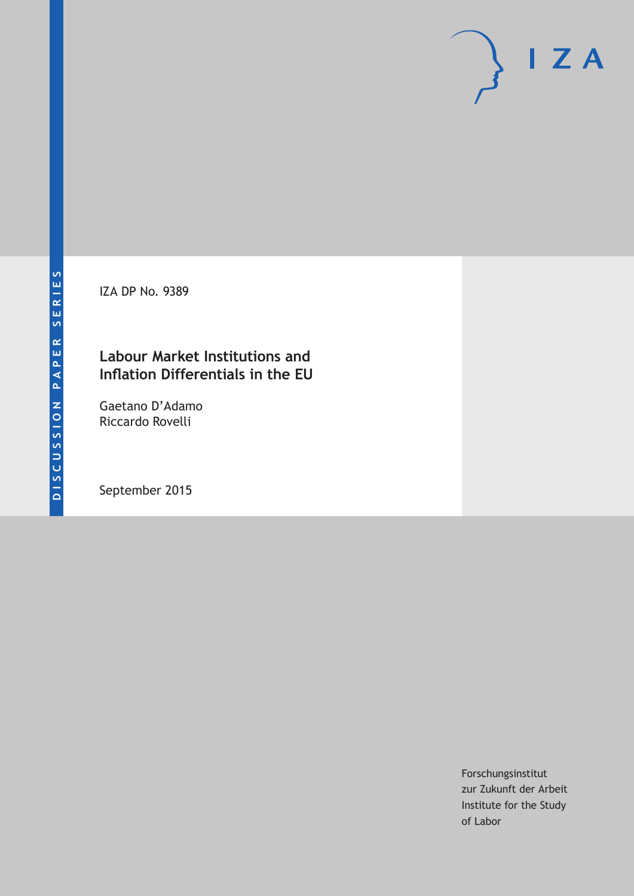DISCUSSION PAPER SERIES

IZA DP No. 9389

# Labour Market Institutions and Inflation Differentials in the EU

Gaetano D'Adamo
Riccardo Rovelli

September 2015

Forschungsinstitut
zur Zukunft der Arbeit
Institute for the Study
of Labor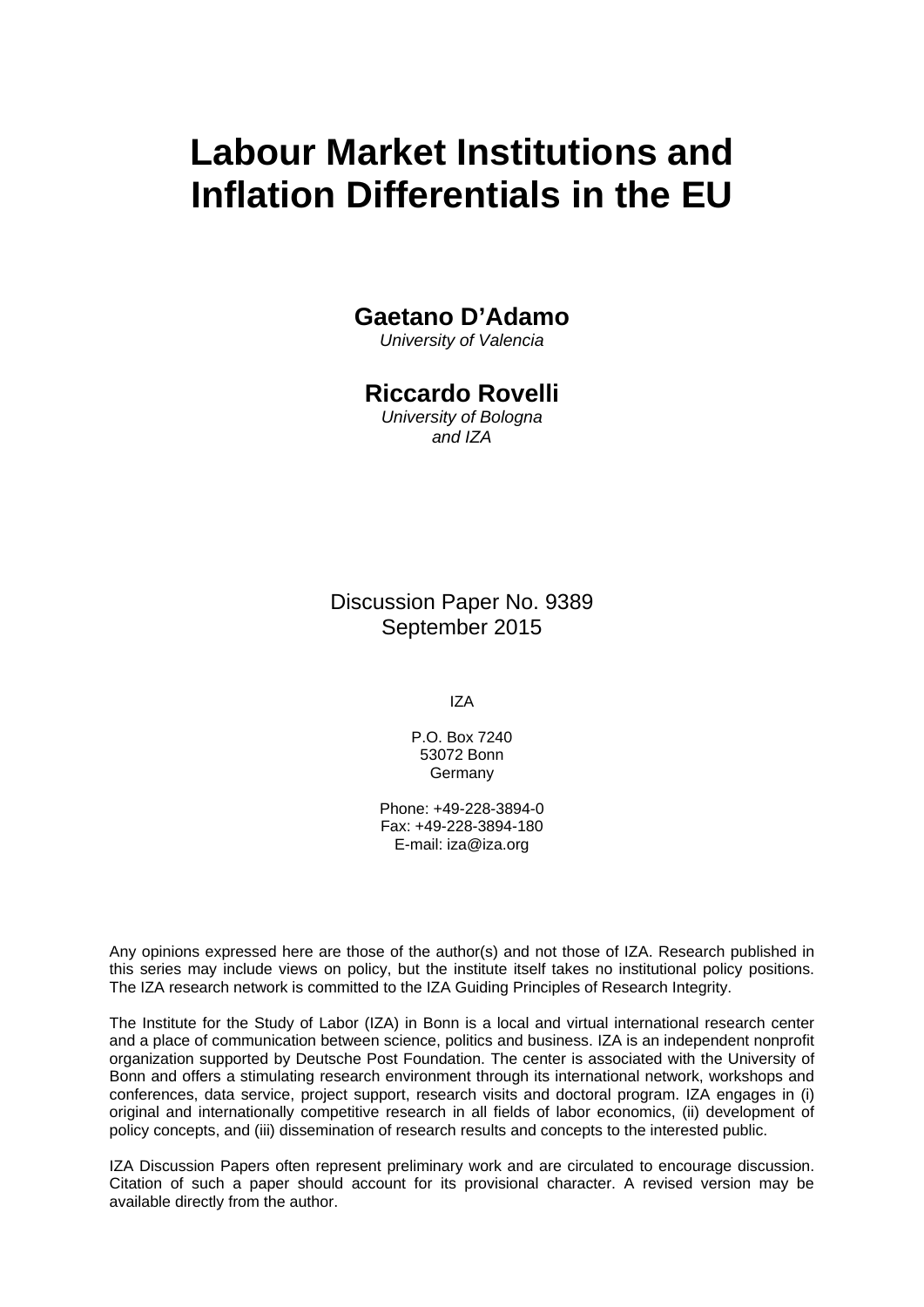# Labour Market Institutions and Inflation Differentials in the EU

**Gaetano D'Adamo**
*University of Valencia*

**Riccardo Rovelli**
*University of Bologna*
*and IZA*

Discussion Paper No. 9389
September 2015

IZA

P.O. Box 7240
53072 Bonn
Germany

Phone: +49-228-3894-0
Fax: +49-228-3894-180
E-mail: iza@iza.org

Any opinions expressed here are those of the author(s) and not those of IZA. Research published in this series may include views on policy, but the institute itself takes no institutional policy positions. The IZA research network is committed to the IZA Guiding Principles of Research Integrity.

The Institute for the Study of Labor (IZA) in Bonn is a local and virtual international research center and a place of communication between science, politics and business. IZA is an independent nonprofit organization supported by Deutsche Post Foundation. The center is associated with the University of Bonn and offers a stimulating research environment through its international network, workshops and conferences, data service, project support, research visits and doctoral program. IZA engages in (i) original and internationally competitive research in all fields of labor economics, (ii) development of policy concepts, and (iii) dissemination of research results and concepts to the interested public.

IZA Discussion Papers often represent preliminary work and are circulated to encourage discussion. Citation of such a paper should account for its provisional character. A revised version may be available directly from the author.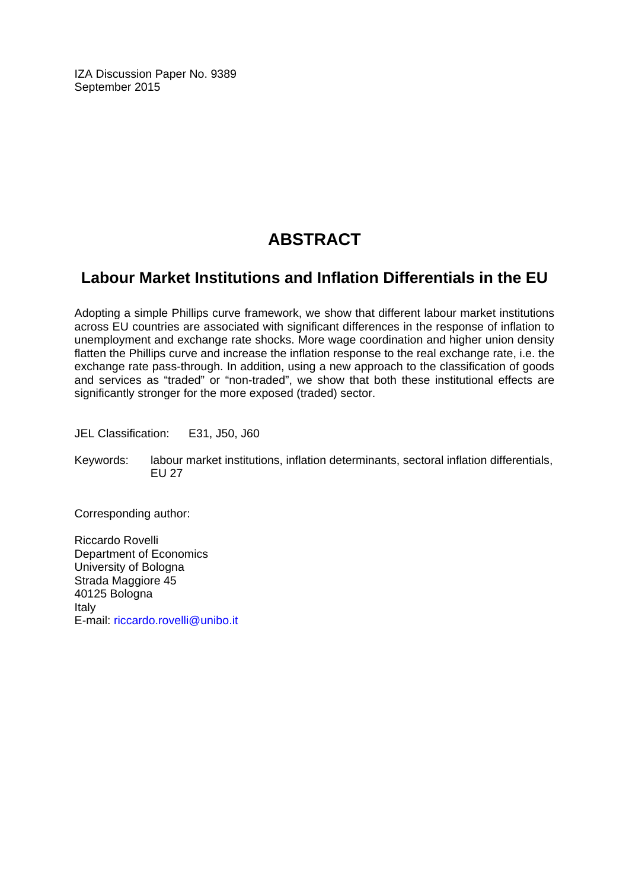IZA Discussion Paper No. 9389
September 2015

# ABSTRACT

## Labour Market Institutions and Inflation Differentials in the EU

Adopting a simple Phillips curve framework, we show that different labour market institutions across EU countries are associated with significant differences in the response of inflation to unemployment and exchange rate shocks. More wage coordination and higher union density flatten the Phillips curve and increase the inflation response to the real exchange rate, i.e. the exchange rate pass-through. In addition, using a new approach to the classification of goods and services as "traded" or "non-traded", we show that both these institutional effects are significantly stronger for the more exposed (traded) sector.

JEL Classification: E31, J50, J60

Keywords: labour market institutions, inflation determinants, sectoral inflation differentials, EU 27

Corresponding author:

Riccardo Rovelli
Department of Economics
University of Bologna
Strada Maggiore 45
40125 Bologna
Italy
E-mail: riccardo.rovelli@unibo.it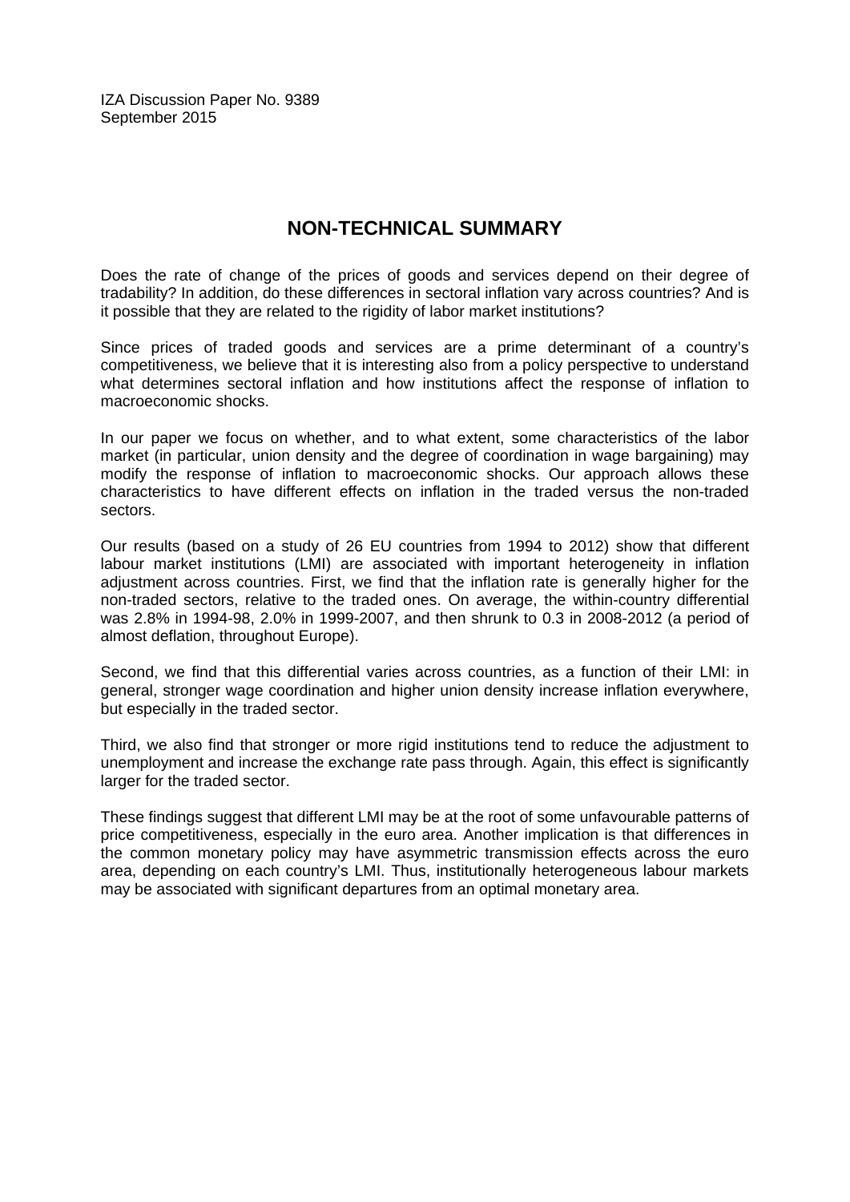IZA Discussion Paper No. 9389
September 2015

## NON-TECHNICAL SUMMARY

Does the rate of change of the prices of goods and services depend on their degree of tradability? In addition, do these differences in sectoral inflation vary across countries? And is it possible that they are related to the rigidity of labor market institutions?

Since prices of traded goods and services are a prime determinant of a country's competitiveness, we believe that it is interesting also from a policy perspective to understand what determines sectoral inflation and how institutions affect the response of inflation to macroeconomic shocks.

In our paper we focus on whether, and to what extent, some characteristics of the labor market (in particular, union density and the degree of coordination in wage bargaining) may modify the response of inflation to macroeconomic shocks. Our approach allows these characteristics to have different effects on inflation in the traded versus the non-traded sectors.

Our results (based on a study of 26 EU countries from 1994 to 2012) show that different labour market institutions (LMI) are associated with important heterogeneity in inflation adjustment across countries. First, we find that the inflation rate is generally higher for the non-traded sectors, relative to the traded ones. On average, the within-country differential was 2.8% in 1994-98, 2.0% in 1999-2007, and then shrunk to 0.3 in 2008-2012 (a period of almost deflation, throughout Europe).

Second, we find that this differential varies across countries, as a function of their LMI: in general, stronger wage coordination and higher union density increase inflation everywhere, but especially in the traded sector.

Third, we also find that stronger or more rigid institutions tend to reduce the adjustment to unemployment and increase the exchange rate pass through. Again, this effect is significantly larger for the traded sector.

These findings suggest that different LMI may be at the root of some unfavourable patterns of price competitiveness, especially in the euro area. Another implication is that differences in the common monetary policy may have asymmetric transmission effects across the euro area, depending on each country's LMI. Thus, institutionally heterogeneous labour markets may be associated with significant departures from an optimal monetary area.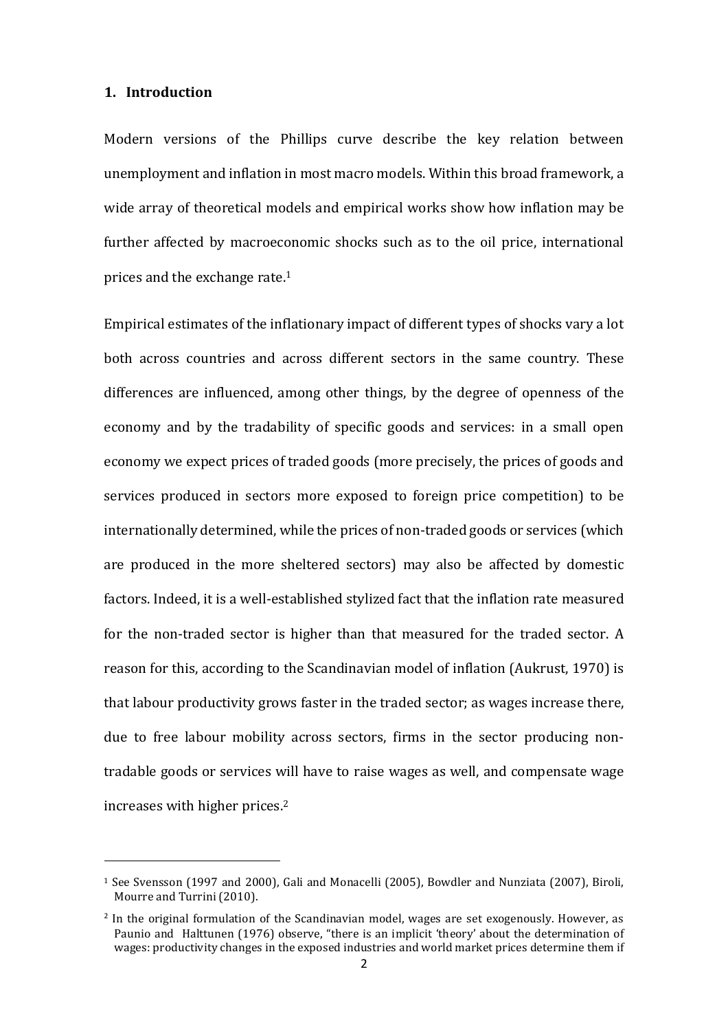## 1. Introduction

Modern versions of the Phillips curve describe the key relation between unemployment and inflation in most macro models. Within this broad framework, a wide array of theoretical models and empirical works show how inflation may be further affected by macroeconomic shocks such as to the oil price, international prices and the exchange rate.[1]

Empirical estimates of the inflationary impact of different types of shocks vary a lot both across countries and across different sectors in the same country. These differences are influenced, among other things, by the degree of openness of the economy and by the tradability of specific goods and services: in a small open economy we expect prices of traded goods (more precisely, the prices of goods and services produced in sectors more exposed to foreign price competition) to be internationally determined, while the prices of non-traded goods or services (which are produced in the more sheltered sectors) may also be affected by domestic factors. Indeed, it is a well-established stylized fact that the inflation rate measured for the non-traded sector is higher than that measured for the traded sector. A reason for this, according to the Scandinavian model of inflation (Aukrust, 1970) is that labour productivity grows faster in the traded sector; as wages increase there, due to free labour mobility across sectors, firms in the sector producing non-tradable goods or services will have to raise wages as well, and compensate wage increases with higher prices.[2]

---

[1] See Svensson (1997 and 2000), Gali and Monacelli (2005), Bowdler and Nunziata (2007), Biroli, Mourre and Turrini (2010).

[2] In the original formulation of the Scandinavian model, wages are set exogenously. However, as Paunio and Halttunen (1976) observe, "there is an implicit 'theory' about the determination of wages: productivity changes in the exposed industries and world market prices determine them if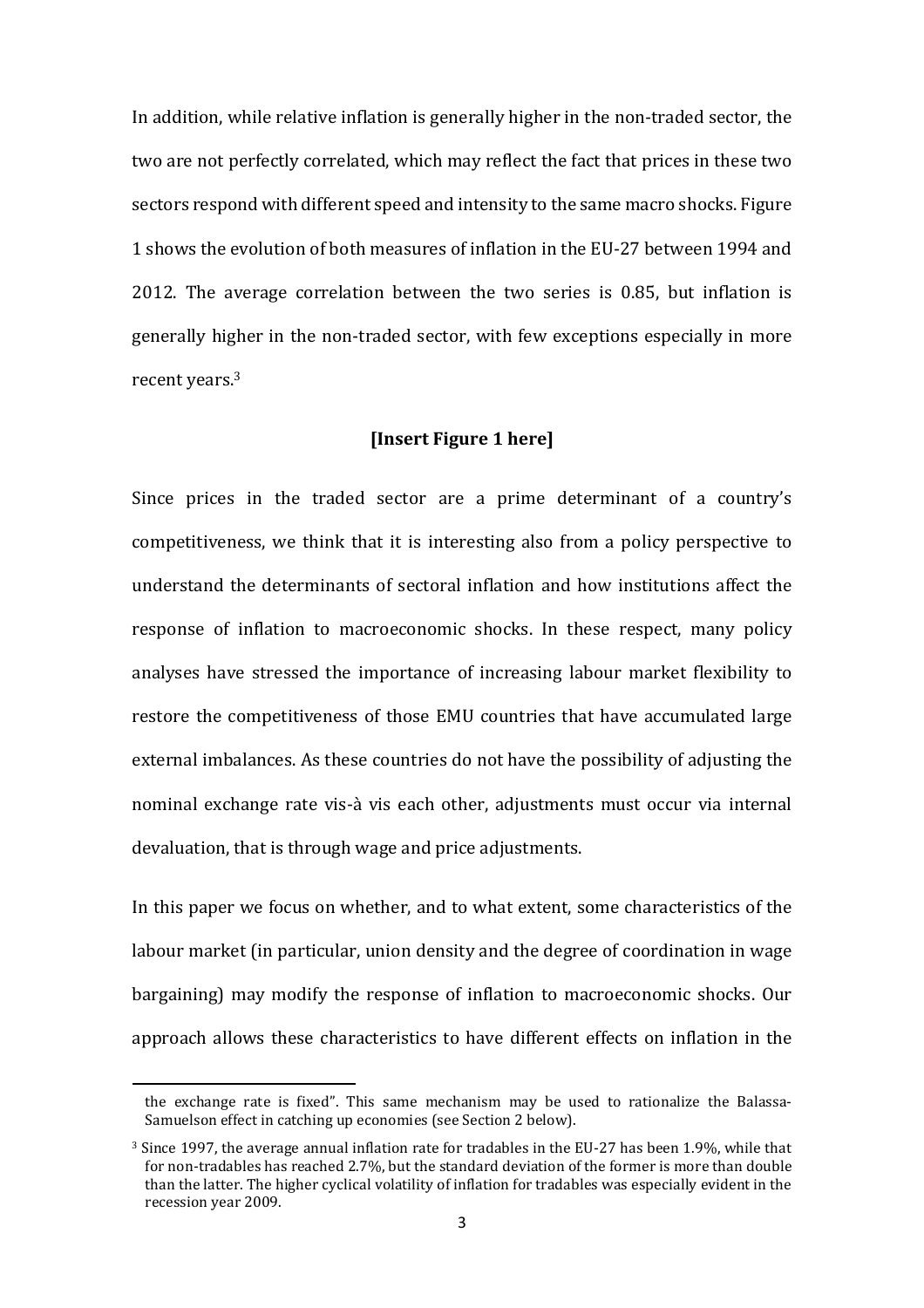In addition, while relative inflation is generally higher in the non-traded sector, the two are not perfectly correlated, which may reflect the fact that prices in these two sectors respond with different speed and intensity to the same macro shocks. Figure 1 shows the evolution of both measures of inflation in the EU-27 between 1994 and 2012. The average correlation between the two series is 0.85, but inflation is generally higher in the non-traded sector, with few exceptions especially in more recent years.[3]

**[Insert Figure 1 here]**

Since prices in the traded sector are a prime determinant of a country's competitiveness, we think that it is interesting also from a policy perspective to understand the determinants of sectoral inflation and how institutions affect the response of inflation to macroeconomic shocks. In these respect, many policy analyses have stressed the importance of increasing labour market flexibility to restore the competitiveness of those EMU countries that have accumulated large external imbalances. As these countries do not have the possibility of adjusting the nominal exchange rate vis-à vis each other, adjustments must occur via internal devaluation, that is through wage and price adjustments.

In this paper we focus on whether, and to what extent, some characteristics of the labour market (in particular, union density and the degree of coordination in wage bargaining) may modify the response of inflation to macroeconomic shocks. Our approach allows these characteristics to have different effects on inflation in the

---

the exchange rate is fixed". This same mechanism may be used to rationalize the Balassa-Samuelson effect in catching up economies (see Section 2 below).

[3] Since 1997, the average annual inflation rate for tradables in the EU-27 has been 1.9%, while that for non-tradables has reached 2.7%, but the standard deviation of the former is more than double than the latter. The higher cyclical volatility of inflation for tradables was especially evident in the recession year 2009.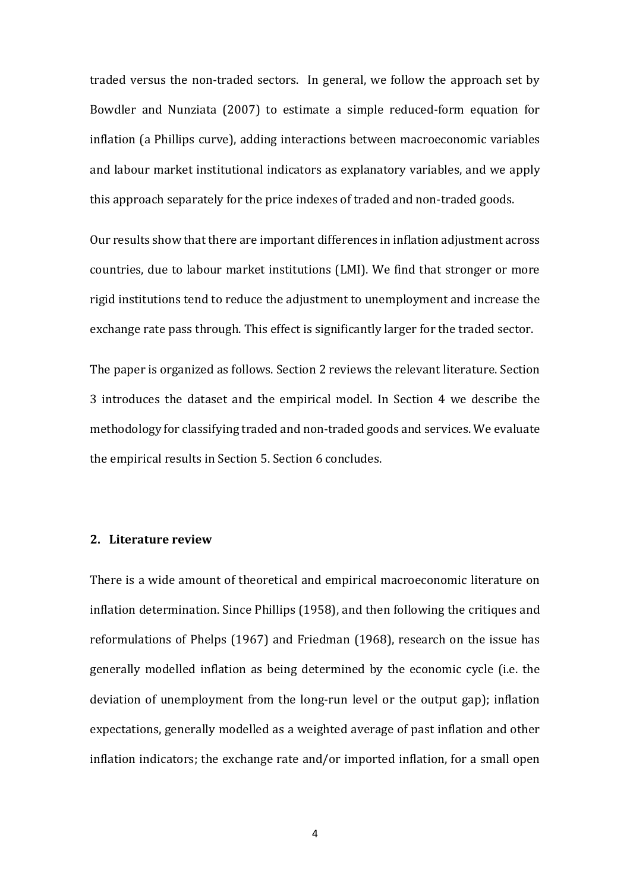traded versus the non-traded sectors. In general, we follow the approach set by Bowdler and Nunziata (2007) to estimate a simple reduced-form equation for inflation (a Phillips curve), adding interactions between macroeconomic variables and labour market institutional indicators as explanatory variables, and we apply this approach separately for the price indexes of traded and non-traded goods.

Our results show that there are important differences in inflation adjustment across countries, due to labour market institutions (LMI). We find that stronger or more rigid institutions tend to reduce the adjustment to unemployment and increase the exchange rate pass through. This effect is significantly larger for the traded sector.

The paper is organized as follows. Section 2 reviews the relevant literature. Section 3 introduces the dataset and the empirical model. In Section 4 we describe the methodology for classifying traded and non-traded goods and services. We evaluate the empirical results in Section 5. Section 6 concludes.

## 2. Literature review

There is a wide amount of theoretical and empirical macroeconomic literature on inflation determination. Since Phillips (1958), and then following the critiques and reformulations of Phelps (1967) and Friedman (1968), research on the issue has generally modelled inflation as being determined by the economic cycle (i.e. the deviation of unemployment from the long-run level or the output gap); inflation expectations, generally modelled as a weighted average of past inflation and other inflation indicators; the exchange rate and/or imported inflation, for a small open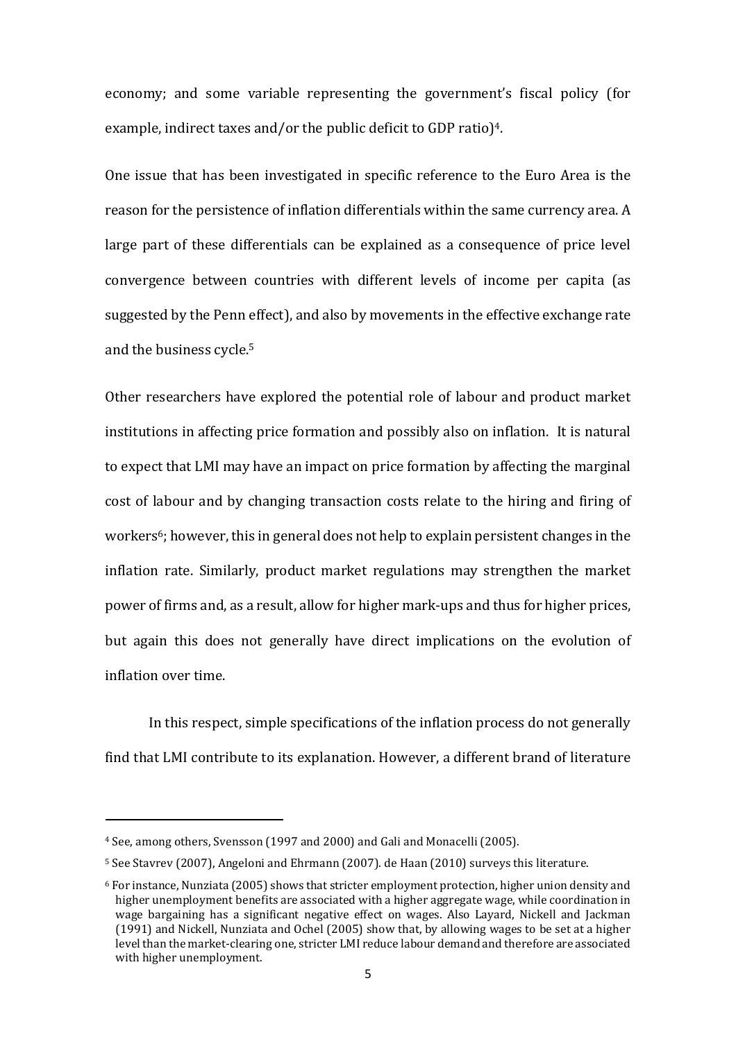economy; and some variable representing the government's fiscal policy (for example, indirect taxes and/or the public deficit to GDP ratio)[4].

One issue that has been investigated in specific reference to the Euro Area is the reason for the persistence of inflation differentials within the same currency area. A large part of these differentials can be explained as a consequence of price level convergence between countries with different levels of income per capita (as suggested by the Penn effect), and also by movements in the effective exchange rate and the business cycle.[5]

Other researchers have explored the potential role of labour and product market institutions in affecting price formation and possibly also on inflation. It is natural to expect that LMI may have an impact on price formation by affecting the marginal cost of labour and by changing transaction costs relate to the hiring and firing of workers[6]; however, this in general does not help to explain persistent changes in the inflation rate. Similarly, product market regulations may strengthen the market power of firms and, as a result, allow for higher mark-ups and thus for higher prices, but again this does not generally have direct implications on the evolution of inflation over time.

In this respect, simple specifications of the inflation process do not generally find that LMI contribute to its explanation. However, a different brand of literature

---

[4] See, among others, Svensson (1997 and 2000) and Gali and Monacelli (2005).

[5] See Stavrev (2007), Angeloni and Ehrmann (2007). de Haan (2010) surveys this literature.

[6] For instance, Nunziata (2005) shows that stricter employment protection, higher union density and higher unemployment benefits are associated with a higher aggregate wage, while coordination in wage bargaining has a significant negative effect on wages. Also Layard, Nickell and Jackman (1991) and Nickell, Nunziata and Ochel (2005) show that, by allowing wages to be set at a higher level than the market-clearing one, stricter LMI reduce labour demand and therefore are associated with higher unemployment.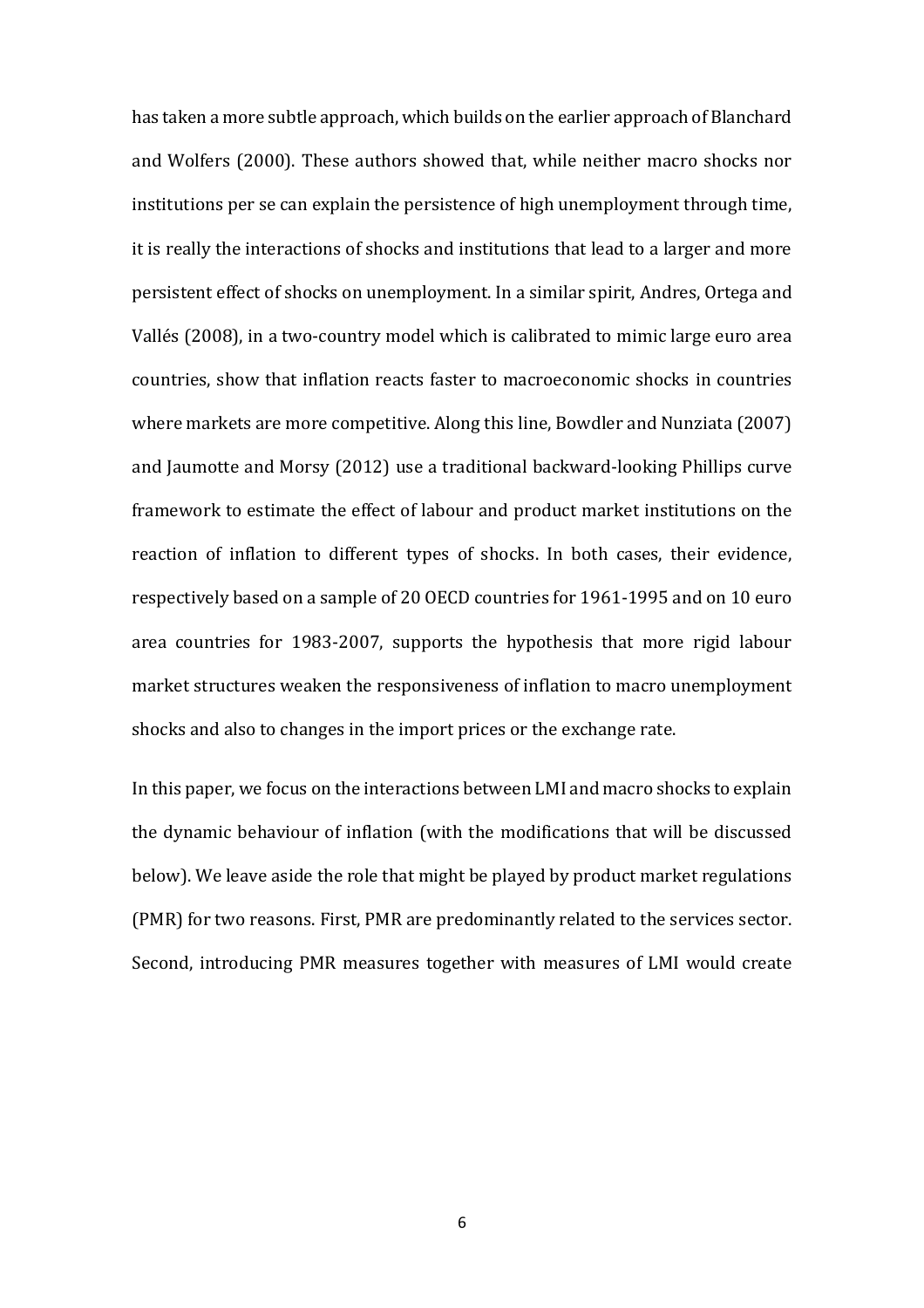has taken a more subtle approach, which builds on the earlier approach of Blanchard and Wolfers (2000). These authors showed that, while neither macro shocks nor institutions per se can explain the persistence of high unemployment through time, it is really the interactions of shocks and institutions that lead to a larger and more persistent effect of shocks on unemployment. In a similar spirit, Andres, Ortega and Vallés (2008), in a two-country model which is calibrated to mimic large euro area countries, show that inflation reacts faster to macroeconomic shocks in countries where markets are more competitive. Along this line, Bowdler and Nunziata (2007) and Jaumotte and Morsy (2012) use a traditional backward-looking Phillips curve framework to estimate the effect of labour and product market institutions on the reaction of inflation to different types of shocks. In both cases, their evidence, respectively based on a sample of 20 OECD countries for 1961-1995 and on 10 euro area countries for 1983-2007, supports the hypothesis that more rigid labour market structures weaken the responsiveness of inflation to macro unemployment shocks and also to changes in the import prices or the exchange rate.

In this paper, we focus on the interactions between LMI and macro shocks to explain the dynamic behaviour of inflation (with the modifications that will be discussed below). We leave aside the role that might be played by product market regulations (PMR) for two reasons. First, PMR are predominantly related to the services sector. Second, introducing PMR measures together with measures of LMI would create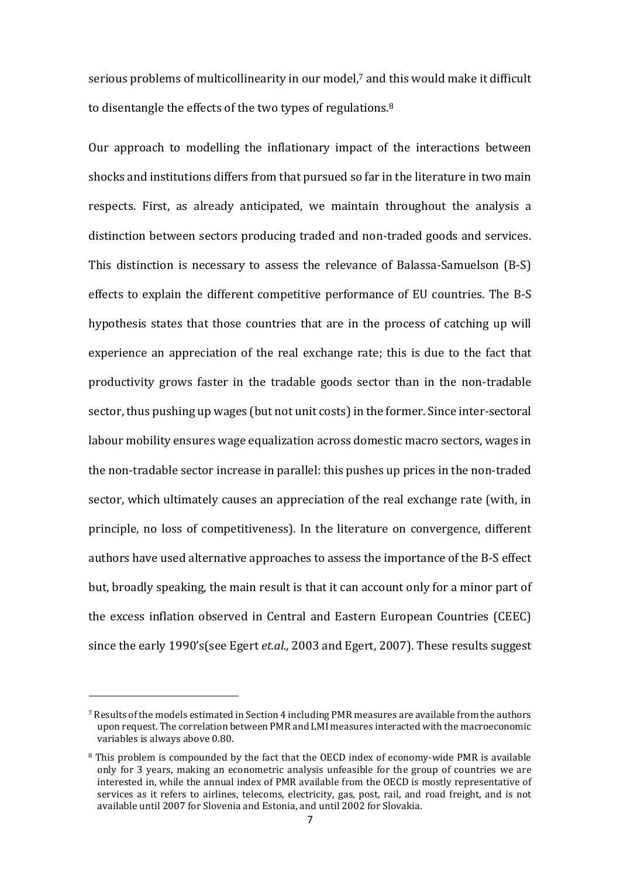serious problems of multicollinearity in our model,[7] and this would make it difficult to disentangle the effects of the two types of regulations.[8]

Our approach to modelling the inflationary impact of the interactions between shocks and institutions differs from that pursued so far in the literature in two main respects. First, as already anticipated, we maintain throughout the analysis a distinction between sectors producing traded and non-traded goods and services. This distinction is necessary to assess the relevance of Balassa-Samuelson (B-S) effects to explain the different competitive performance of EU countries. The B-S hypothesis states that those countries that are in the process of catching up will experience an appreciation of the real exchange rate; this is due to the fact that productivity grows faster in the tradable goods sector than in the non-tradable sector, thus pushing up wages (but not unit costs) in the former. Since inter-sectoral labour mobility ensures wage equalization across domestic macro sectors, wages in the non-tradable sector increase in parallel: this pushes up prices in the non-traded sector, which ultimately causes an appreciation of the real exchange rate (with, in principle, no loss of competitiveness). In the literature on convergence, different authors have used alternative approaches to assess the importance of the B-S effect but, broadly speaking, the main result is that it can account only for a minor part of the excess inflation observed in Central and Eastern European Countries (CEEC) since the early 1990's(see Egert *et.al.,* 2003 and Egert, 2007). These results suggest

---

[7] Results of the models estimated in Section 4 including PMR measures are available from the authors upon request. The correlation between PMR and LMI measures interacted with the macroeconomic variables is always above 0.80.

[8] This problem is compounded by the fact that the OECD index of economy-wide PMR is available only for 3 years, making an econometric analysis unfeasible for the group of countries we are interested in, while the annual index of PMR available from the OECD is mostly representative of services as it refers to airlines, telecoms, electricity, gas, post, rail, and road freight, and is not available until 2007 for Slovenia and Estonia, and until 2002 for Slovakia.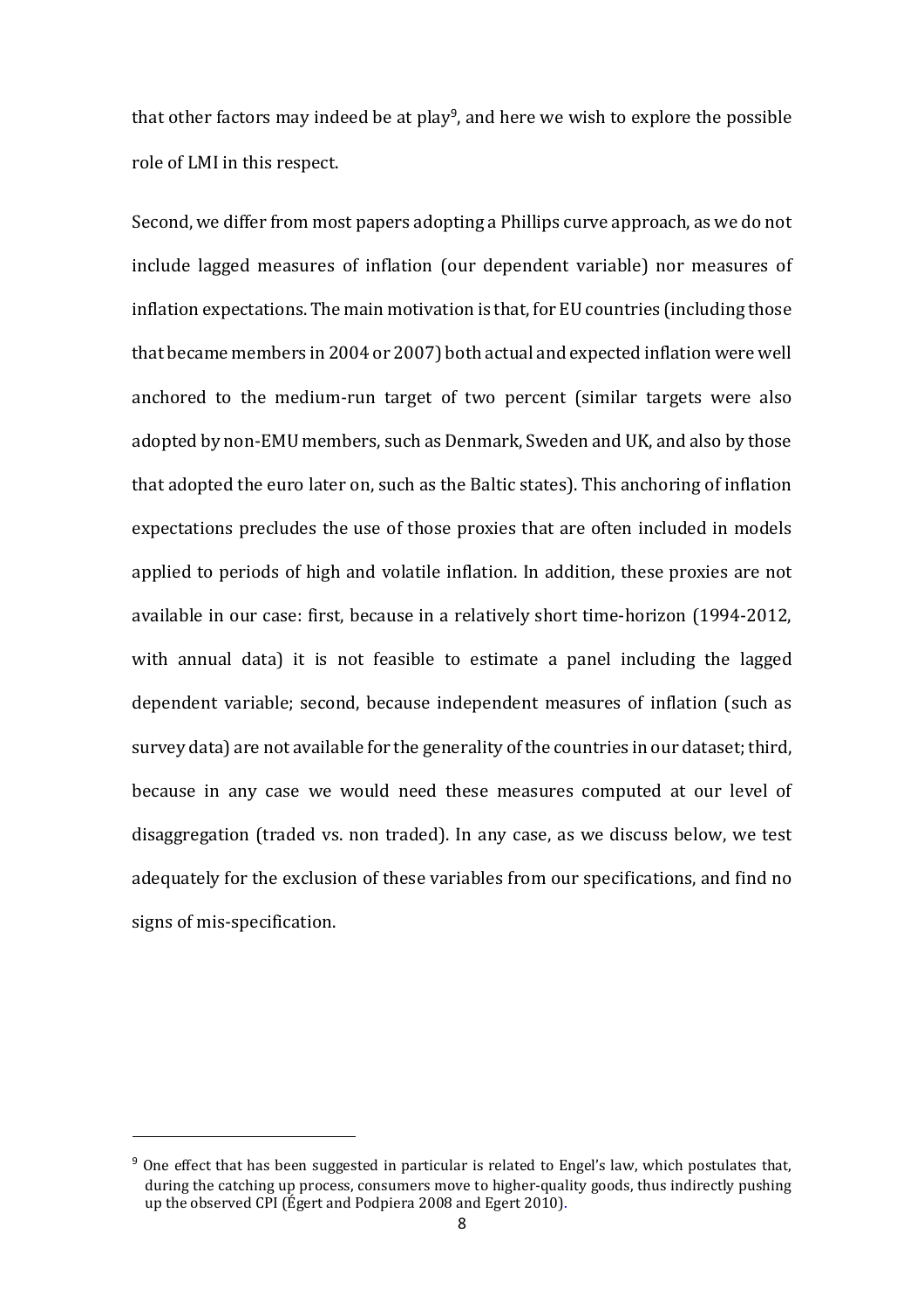that other factors may indeed be at play[9], and here we wish to explore the possible role of LMI in this respect.

Second, we differ from most papers adopting a Phillips curve approach, as we do not include lagged measures of inflation (our dependent variable) nor measures of inflation expectations. The main motivation is that, for EU countries (including those that became members in 2004 or 2007) both actual and expected inflation were well anchored to the medium-run target of two percent (similar targets were also adopted by non-EMU members, such as Denmark, Sweden and UK, and also by those that adopted the euro later on, such as the Baltic states). This anchoring of inflation expectations precludes the use of those proxies that are often included in models applied to periods of high and volatile inflation. In addition, these proxies are not available in our case: first, because in a relatively short time-horizon (1994-2012, with annual data) it is not feasible to estimate a panel including the lagged dependent variable; second, because independent measures of inflation (such as survey data) are not available for the generality of the countries in our dataset; third, because in any case we would need these measures computed at our level of disaggregation (traded vs. non traded). In any case, as we discuss below, we test adequately for the exclusion of these variables from our specifications, and find no signs of mis-specification.

[9] One effect that has been suggested in particular is related to Engel's law, which postulates that, during the catching up process, consumers move to higher-quality goods, thus indirectly pushing up the observed CPI (Égert and Podpiera 2008 and Egert 2010).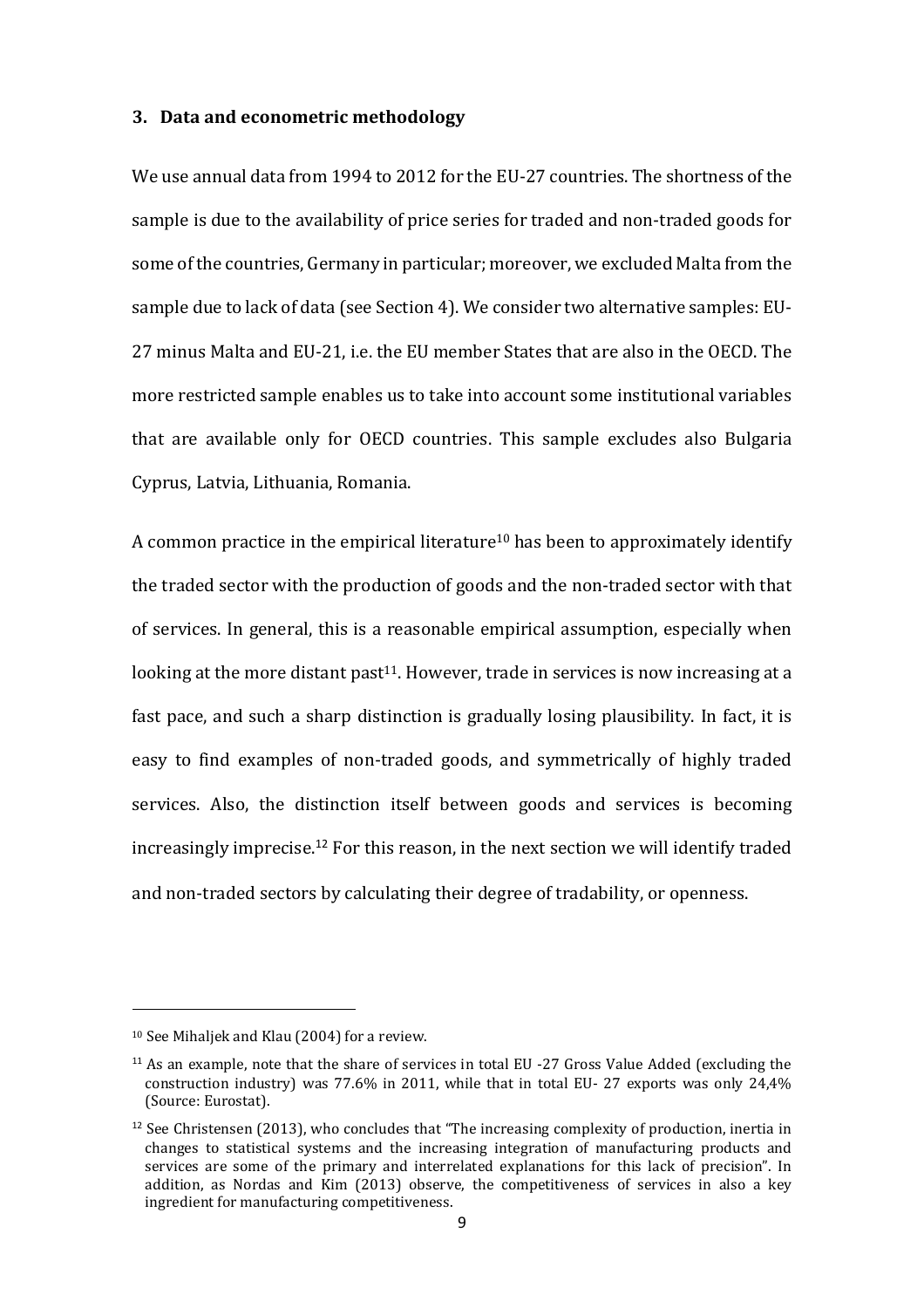## 3. Data and econometric methodology

We use annual data from 1994 to 2012 for the EU-27 countries. The shortness of the sample is due to the availability of price series for traded and non-traded goods for some of the countries, Germany in particular; moreover, we excluded Malta from the sample due to lack of data (see Section 4). We consider two alternative samples: EU-27 minus Malta and EU-21, i.e. the EU member States that are also in the OECD. The more restricted sample enables us to take into account some institutional variables that are available only for OECD countries. This sample excludes also Bulgaria Cyprus, Latvia, Lithuania, Romania.

A common practice in the empirical literature[10] has been to approximately identify the traded sector with the production of goods and the non-traded sector with that of services. In general, this is a reasonable empirical assumption, especially when looking at the more distant past[11]. However, trade in services is now increasing at a fast pace, and such a sharp distinction is gradually losing plausibility. In fact, it is easy to find examples of non-traded goods, and symmetrically of highly traded services. Also, the distinction itself between goods and services is becoming increasingly imprecise.[12] For this reason, in the next section we will identify traded and non-traded sectors by calculating their degree of tradability, or openness.

---

[10] See Mihaljek and Klau (2004) for a review.

[11] As an example, note that the share of services in total EU -27 Gross Value Added (excluding the construction industry) was 77.6% in 2011, while that in total EU- 27 exports was only 24,4% (Source: Eurostat).

[12] See Christensen (2013), who concludes that "The increasing complexity of production, inertia in changes to statistical systems and the increasing integration of manufacturing products and services are some of the primary and interrelated explanations for this lack of precision". In addition, as Nordas and Kim (2013) observe, the competitiveness of services in also a key ingredient for manufacturing competitiveness.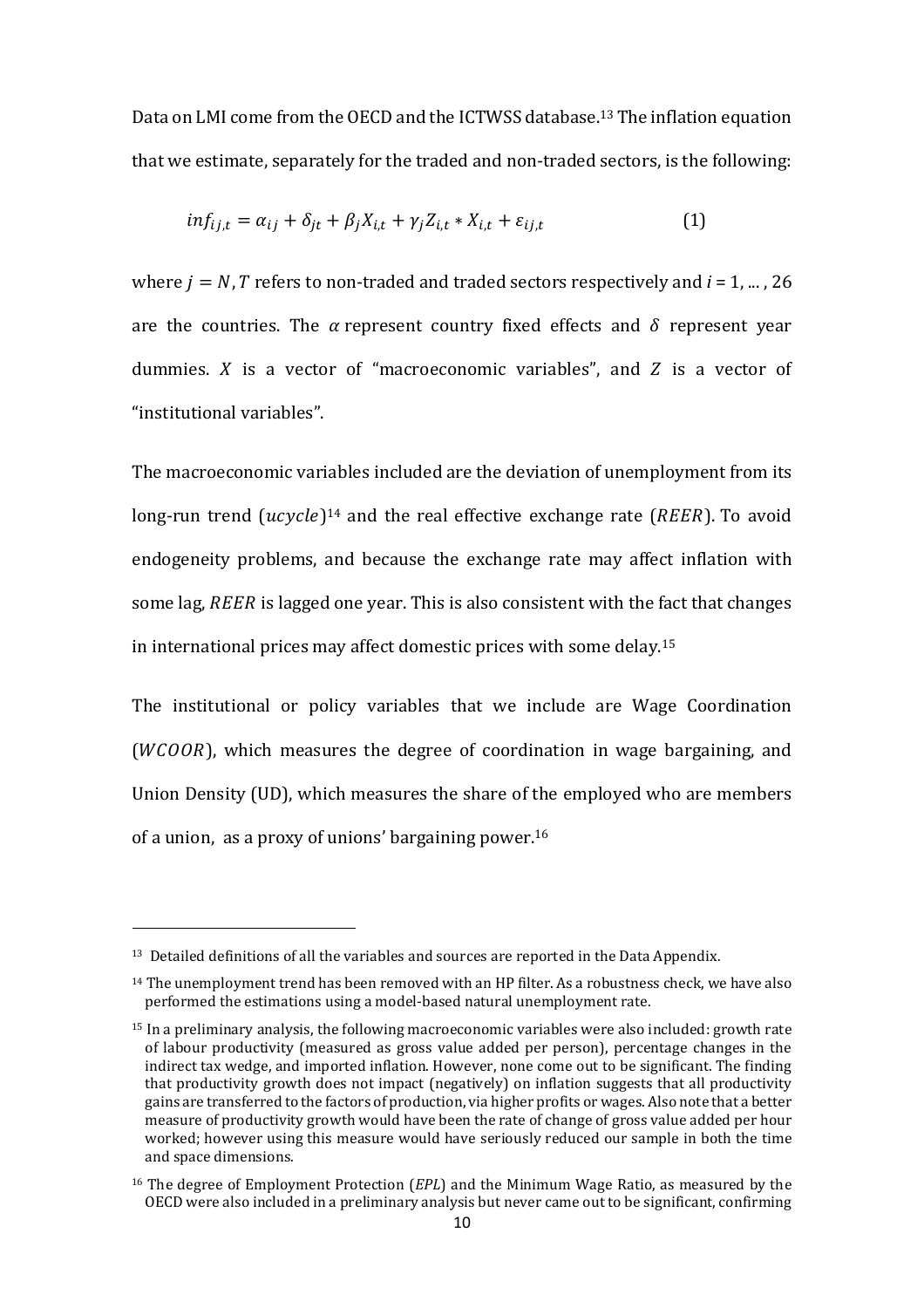Data on LMI come from the OECD and the ICTWSS database.[13] The inflation equation that we estimate, separately for the traded and non-traded sectors, is the following:

$$inf_{ij,t} = \alpha_{ij} + \delta_{jt} + \beta_j X_{i,t} + \gamma_j Z_{i,t} * X_{i,t} + \varepsilon_{ij,t} \tag{1}$$

where $j = N, T$ refers to non-traded and traded sectors respectively and $i = 1, \dots, 26$ are the countries. The $\alpha$ represent country fixed effects and $\delta$ represent year dummies. $X$ is a vector of "macroeconomic variables", and $Z$ is a vector of "institutional variables".

The macroeconomic variables included are the deviation of unemployment from its long-run trend ($ucycle$)[14] and the real effective exchange rate ($REER$). To avoid endogeneity problems, and because the exchange rate may affect inflation with some lag, $REER$ is lagged one year. This is also consistent with the fact that changes in international prices may affect domestic prices with some delay.[15]

The institutional or policy variables that we include are Wage Coordination ($WCOOR$), which measures the degree of coordination in wage bargaining, and Union Density (UD), which measures the share of the employed who are members of a union, as a proxy of unions' bargaining power.[16]

---

[13] Detailed definitions of all the variables and sources are reported in the Data Appendix.

[14] The unemployment trend has been removed with an HP filter. As a robustness check, we have also performed the estimations using a model-based natural unemployment rate.

[15] In a preliminary analysis, the following macroeconomic variables were also included: growth rate of labour productivity (measured as gross value added per person), percentage changes in the indirect tax wedge, and imported inflation. However, none come out to be significant. The finding that productivity growth does not impact (negatively) on inflation suggests that all productivity gains are transferred to the factors of production, via higher profits or wages. Also note that a better measure of productivity growth would have been the rate of change of gross value added per hour worked; however using this measure would have seriously reduced our sample in both the time and space dimensions.

[16] The degree of Employment Protection ($EPL$) and the Minimum Wage Ratio, as measured by the OECD were also included in a preliminary analysis but never came out to be significant, confirming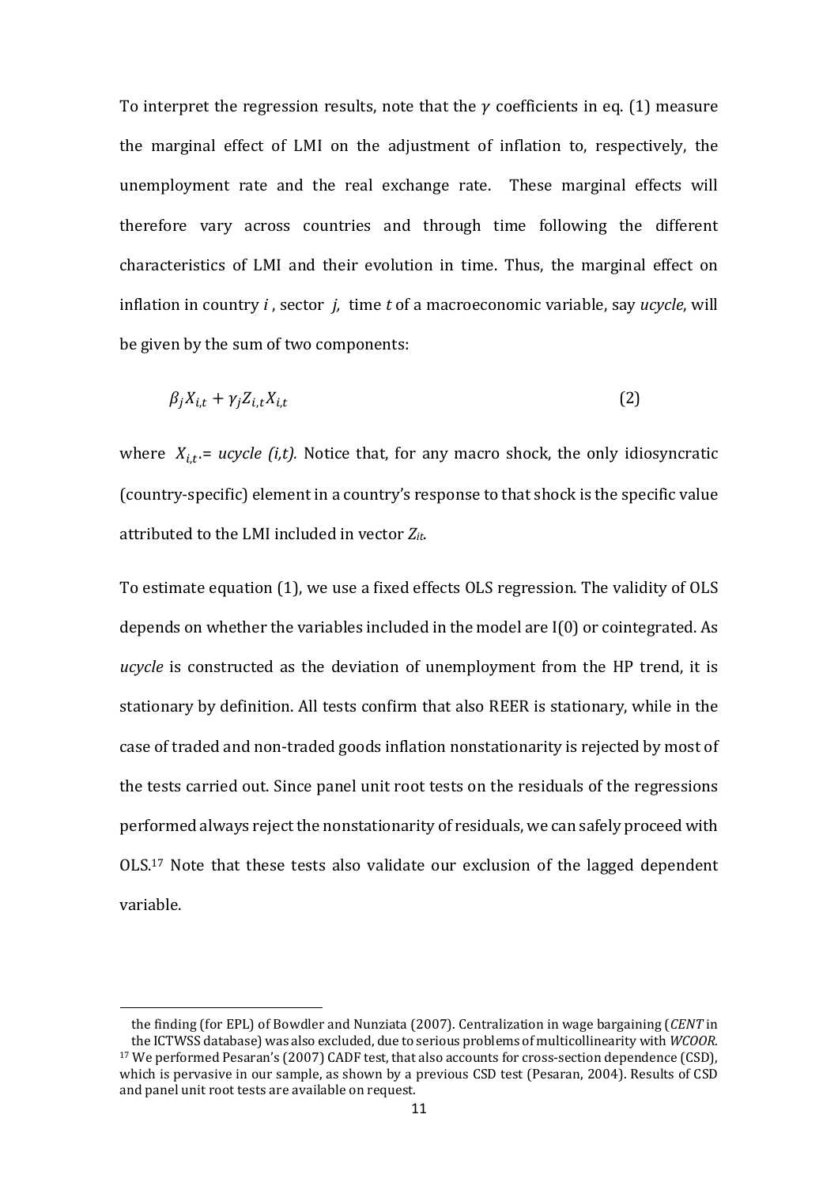To interpret the regression results, note that the $\gamma$ coefficients in eq. (1) measure the marginal effect of LMI on the adjustment of inflation to, respectively, the unemployment rate and the real exchange rate. These marginal effects will therefore vary across countries and through time following the different characteristics of LMI and their evolution in time. Thus, the marginal effect on inflation in country *i* , sector *j*, time *t* of a macroeconomic variable, say *ucycle*, will be given by the sum of two components:

$$\beta_j X_{i,t} + \gamma_j Z_{i,t} X_{i,t} \tag{2}$$

where $X_{i,t}$.= *ucycle (i,t).* Notice that, for any macro shock, the only idiosyncratic (country-specific) element in a country's response to that shock is the specific value attributed to the LMI included in vector $Z_{it}$.

To estimate equation (1), we use a fixed effects OLS regression. The validity of OLS depends on whether the variables included in the model are I(0) or cointegrated. As *ucycle* is constructed as the deviation of unemployment from the HP trend, it is stationary by definition. All tests confirm that also REER is stationary, while in the case of traded and non-traded goods inflation nonstationarity is rejected by most of the tests carried out. Since panel unit root tests on the residuals of the regressions performed always reject the nonstationarity of residuals, we can safely proceed with OLS.[17] Note that these tests also validate our exclusion of the lagged dependent variable.

---

the finding (for EPL) of Bowdler and Nunziata (2007). Centralization in wage bargaining (*CENT* in the ICTWSS database) was also excluded, due to serious problems of multicollinearity with *WCOOR*.

[17] We performed Pesaran's (2007) CADF test, that also accounts for cross-section dependence (CSD), which is pervasive in our sample, as shown by a previous CSD test (Pesaran, 2004). Results of CSD and panel unit root tests are available on request.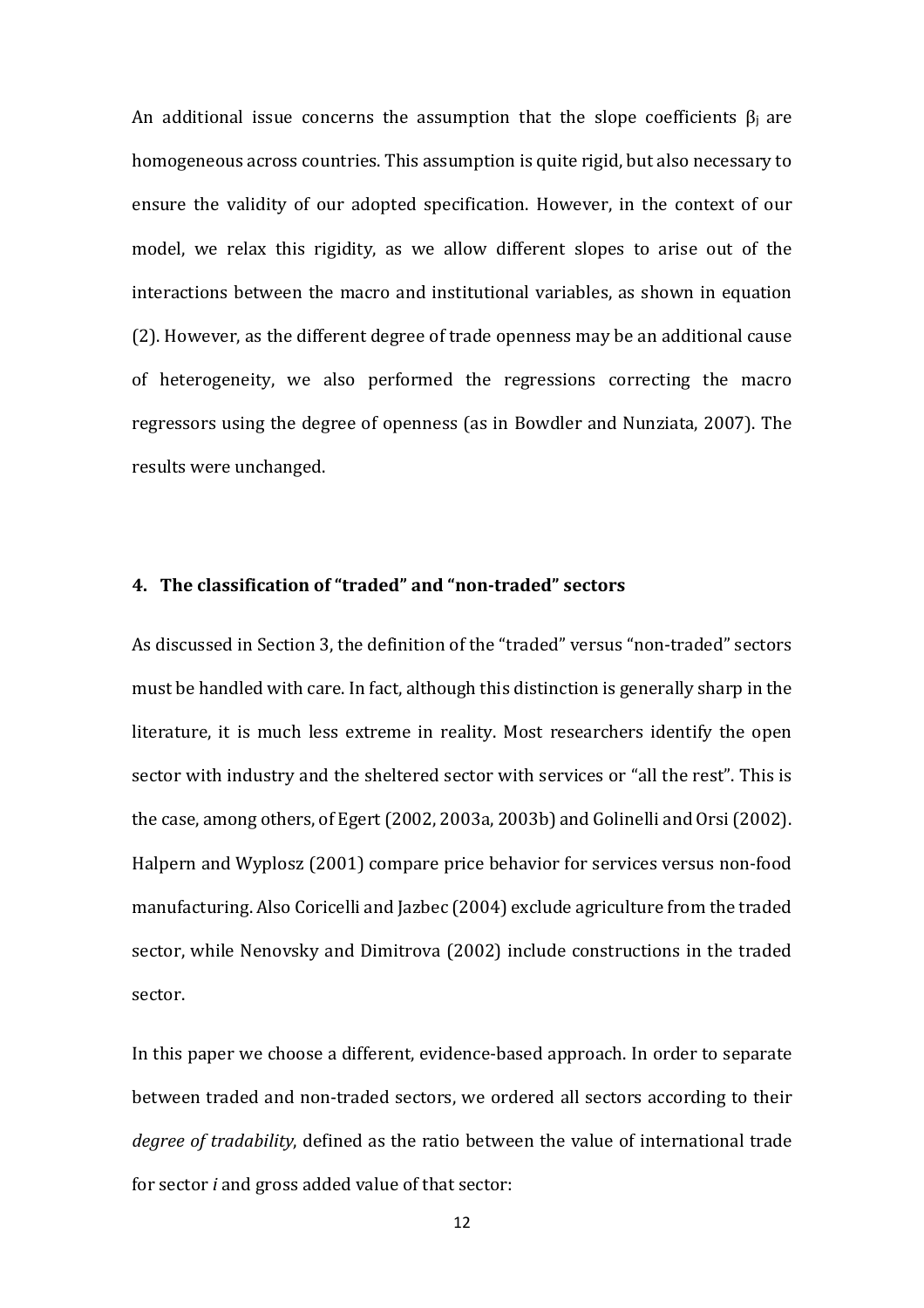An additional issue concerns the assumption that the slope coefficients $\beta_j$ are homogeneous across countries. This assumption is quite rigid, but also necessary to ensure the validity of our adopted specification. However, in the context of our model, we relax this rigidity, as we allow different slopes to arise out of the interactions between the macro and institutional variables, as shown in equation (2). However, as the different degree of trade openness may be an additional cause of heterogeneity, we also performed the regressions correcting the macro regressors using the degree of openness (as in Bowdler and Nunziata, 2007). The results were unchanged.

## 4. The classification of "traded" and "non-traded" sectors

As discussed in Section 3, the definition of the "traded" versus "non-traded" sectors must be handled with care. In fact, although this distinction is generally sharp in the literature, it is much less extreme in reality. Most researchers identify the open sector with industry and the sheltered sector with services or "all the rest". This is the case, among others, of Egert (2002, 2003a, 2003b) and Golinelli and Orsi (2002). Halpern and Wyplosz (2001) compare price behavior for services versus non-food manufacturing. Also Coricelli and Jazbec (2004) exclude agriculture from the traded sector, while Nenovsky and Dimitrova (2002) include constructions in the traded sector.

In this paper we choose a different, evidence-based approach. In order to separate between traded and non-traded sectors, we ordered all sectors according to their *degree of tradability*, defined as the ratio between the value of international trade for sector *i* and gross added value of that sector: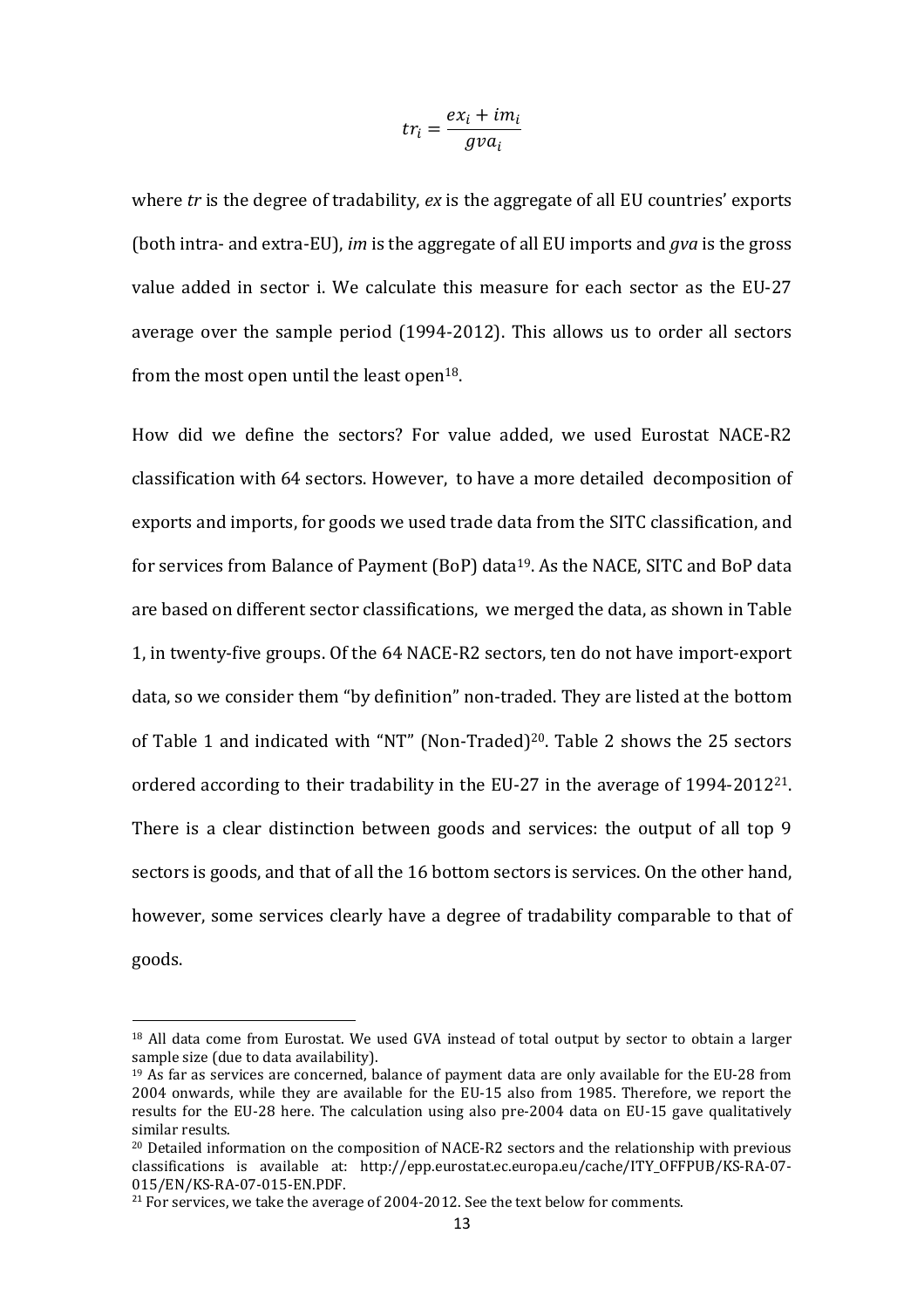$$tr_i = \frac{ex_i + im_i}{gva_i}$$

where *tr* is the degree of tradability, *ex* is the aggregate of all EU countries' exports (both intra- and extra-EU), *im* is the aggregate of all EU imports and *gva* is the gross value added in sector i. We calculate this measure for each sector as the EU-27 average over the sample period (1994-2012). This allows us to order all sectors from the most open until the least open[18].

How did we define the sectors? For value added, we used Eurostat NACE-R2 classification with 64 sectors. However, to have a more detailed decomposition of exports and imports, for goods we used trade data from the SITC classification, and for services from Balance of Payment (BoP) data[19]. As the NACE, SITC and BoP data are based on different sector classifications, we merged the data, as shown in Table 1, in twenty-five groups. Of the 64 NACE-R2 sectors, ten do not have import-export data, so we consider them "by definition" non-traded. They are listed at the bottom of Table 1 and indicated with "NT" (Non-Traded)[20]. Table 2 shows the 25 sectors ordered according to their tradability in the EU-27 in the average of 1994-2012[21]. There is a clear distinction between goods and services: the output of all top 9 sectors is goods, and that of all the 16 bottom sectors is services. On the other hand, however, some services clearly have a degree of tradability comparable to that of goods.

[18] All data come from Eurostat. We used GVA instead of total output by sector to obtain a larger sample size (due to data availability).

[19] As far as services are concerned, balance of payment data are only available for the EU-28 from 2004 onwards, while they are available for the EU-15 also from 1985. Therefore, we report the results for the EU-28 here. The calculation using also pre-2004 data on EU-15 gave qualitatively similar results.

[20] Detailed information on the composition of NACE-R2 sectors and the relationship with previous classifications is available at: http://epp.eurostat.ec.europa.eu/cache/ITY_OFFPUB/KS-RA-07-015/EN/KS-RA-07-015-EN.PDF.

[21] For services, we take the average of 2004-2012. See the text below for comments.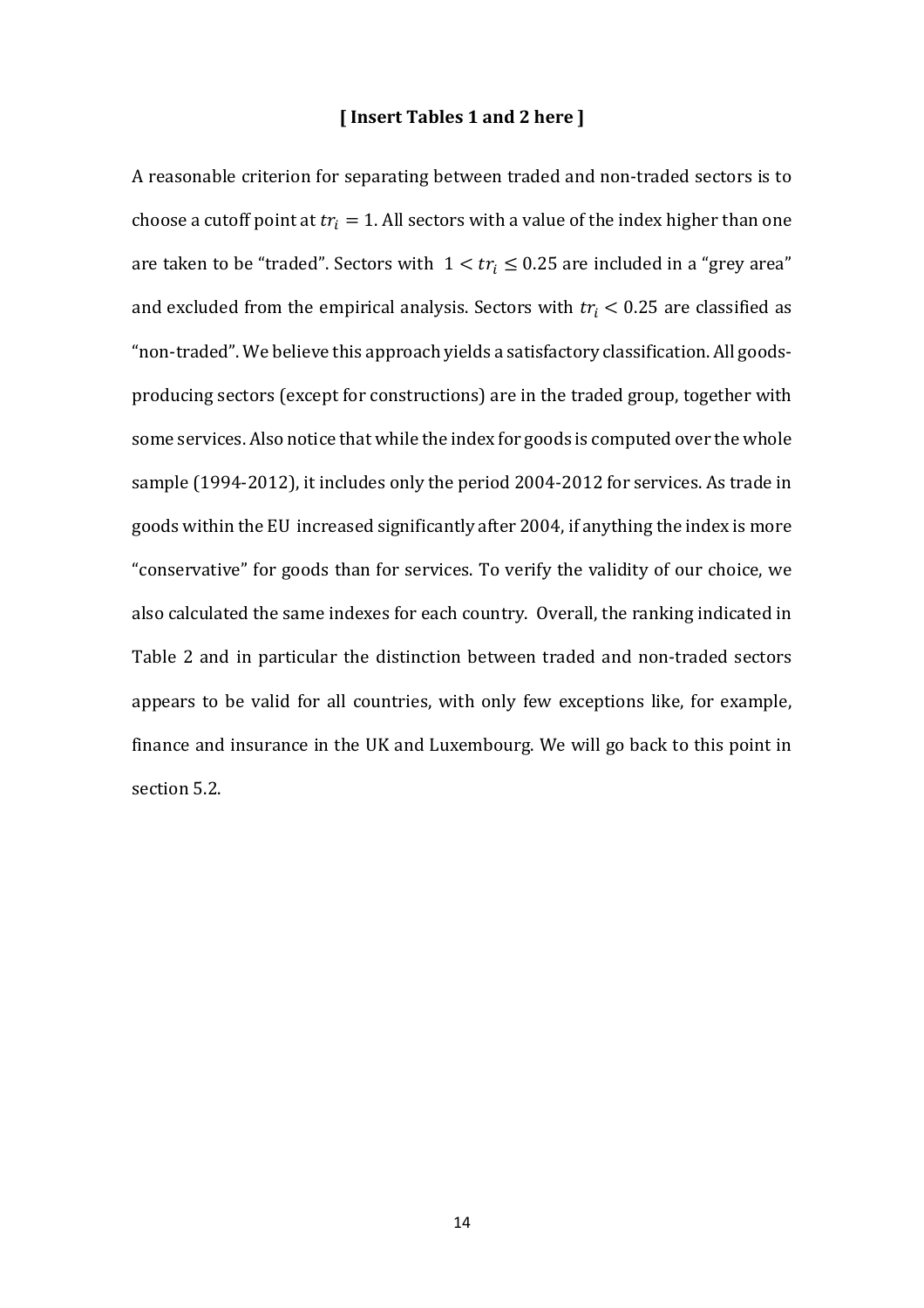**[ Insert Tables 1 and 2 here ]**

A reasonable criterion for separating between traded and non-traded sectors is to choose a cutoff point at $tr_i = 1$. All sectors with a value of the index higher than one are taken to be "traded". Sectors with $1 < tr_i \leq 0.25$ are included in a "grey area" and excluded from the empirical analysis. Sectors with $tr_i < 0.25$ are classified as "non-traded". We believe this approach yields a satisfactory classification. All goods-producing sectors (except for constructions) are in the traded group, together with some services. Also notice that while the index for goods is computed over the whole sample (1994-2012), it includes only the period 2004-2012 for services. As trade in goods within the EU increased significantly after 2004, if anything the index is more "conservative" for goods than for services. To verify the validity of our choice, we also calculated the same indexes for each country. Overall, the ranking indicated in Table 2 and in particular the distinction between traded and non-traded sectors appears to be valid for all countries, with only few exceptions like, for example, finance and insurance in the UK and Luxembourg. We will go back to this point in section 5.2.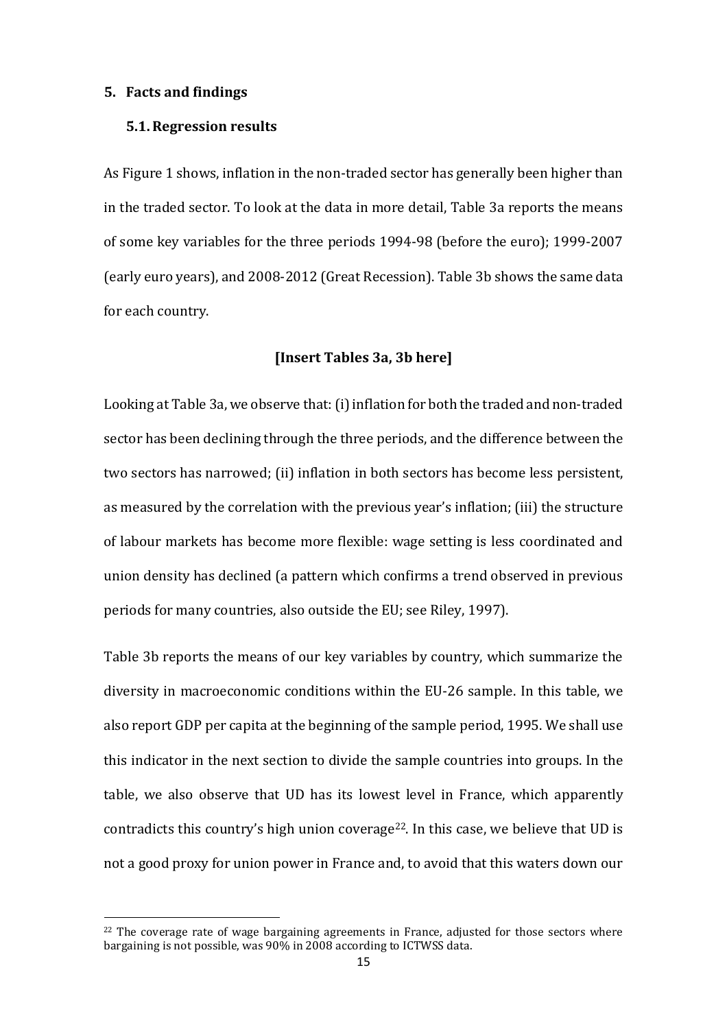## 5. Facts and findings

### 5.1. Regression results

As Figure 1 shows, inflation in the non-traded sector has generally been higher than in the traded sector. To look at the data in more detail, Table 3a reports the means of some key variables for the three periods 1994-98 (before the euro); 1999-2007 (early euro years), and 2008-2012 (Great Recession). Table 3b shows the same data for each country.

**[Insert Tables 3a, 3b here]**

Looking at Table 3a, we observe that: (i) inflation for both the traded and non-traded sector has been declining through the three periods, and the difference between the two sectors has narrowed; (ii) inflation in both sectors has become less persistent, as measured by the correlation with the previous year's inflation; (iii) the structure of labour markets has become more flexible: wage setting is less coordinated and union density has declined (a pattern which confirms a trend observed in previous periods for many countries, also outside the EU; see Riley, 1997).

Table 3b reports the means of our key variables by country, which summarize the diversity in macroeconomic conditions within the EU-26 sample. In this table, we also report GDP per capita at the beginning of the sample period, 1995. We shall use this indicator in the next section to divide the sample countries into groups. In the table, we also observe that UD has its lowest level in France, which apparently contradicts this country's high union coverage[22]. In this case, we believe that UD is not a good proxy for union power in France and, to avoid that this waters down our

[22] The coverage rate of wage bargaining agreements in France, adjusted for those sectors where bargaining is not possible, was 90% in 2008 according to ICTWSS data.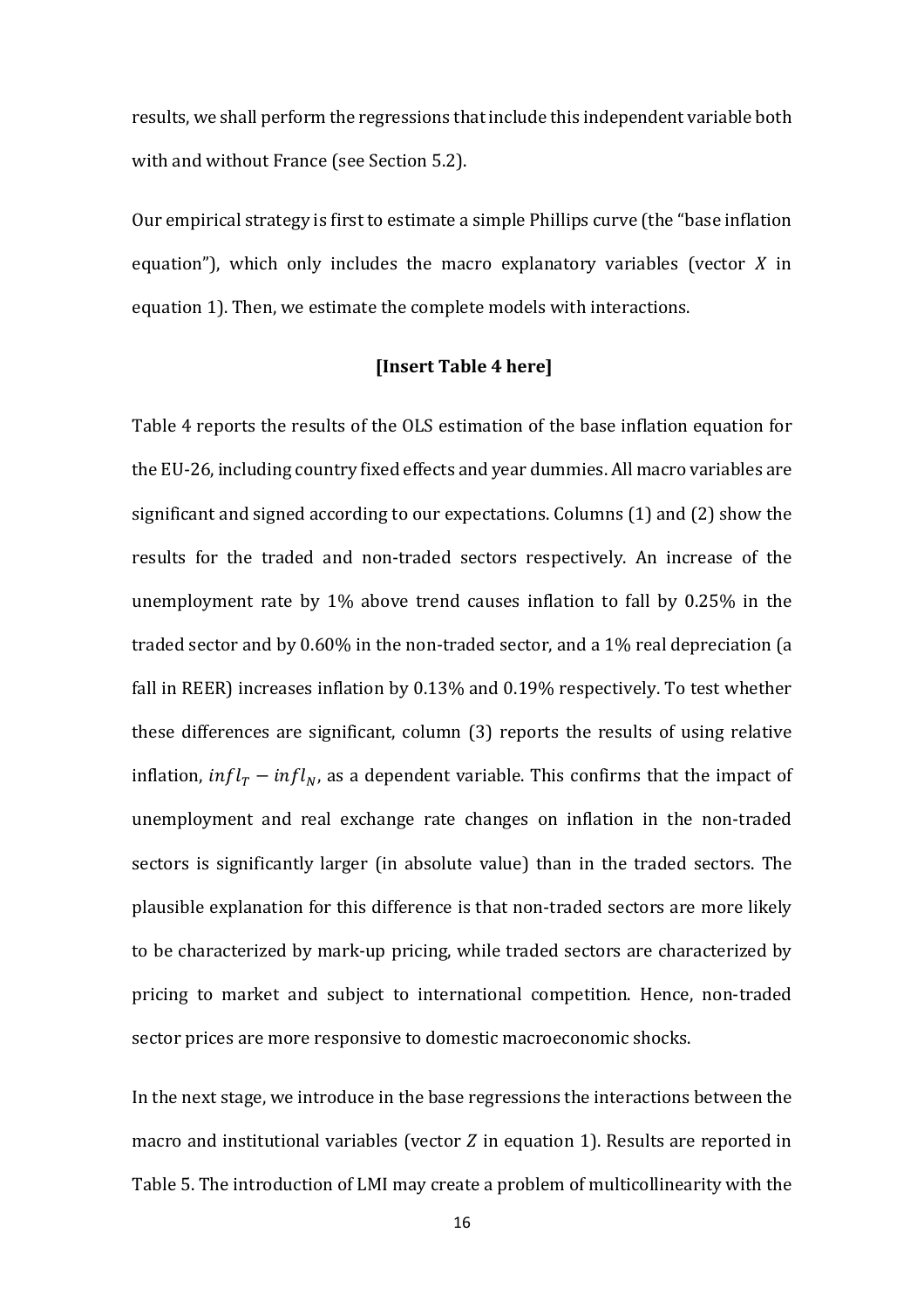results, we shall perform the regressions that include this independent variable both with and without France (see Section 5.2).

Our empirical strategy is first to estimate a simple Phillips curve (the "base inflation equation"), which only includes the macro explanatory variables (vector $X$ in equation 1). Then, we estimate the complete models with interactions.

**[Insert Table 4 here]**

Table 4 reports the results of the OLS estimation of the base inflation equation for the EU-26, including country fixed effects and year dummies. All macro variables are significant and signed according to our expectations. Columns (1) and (2) show the results for the traded and non-traded sectors respectively. An increase of the unemployment rate by 1% above trend causes inflation to fall by 0.25% in the traded sector and by 0.60% in the non-traded sector, and a 1% real depreciation (a fall in REER) increases inflation by 0.13% and 0.19% respectively. To test whether these differences are significant, column (3) reports the results of using relative inflation, $infl_T - infl_N$, as a dependent variable. This confirms that the impact of unemployment and real exchange rate changes on inflation in the non-traded sectors is significantly larger (in absolute value) than in the traded sectors. The plausible explanation for this difference is that non-traded sectors are more likely to be characterized by mark-up pricing, while traded sectors are characterized by pricing to market and subject to international competition. Hence, non-traded sector prices are more responsive to domestic macroeconomic shocks.

In the next stage, we introduce in the base regressions the interactions between the macro and institutional variables (vector $Z$ in equation 1). Results are reported in Table 5. The introduction of LMI may create a problem of multicollinearity with the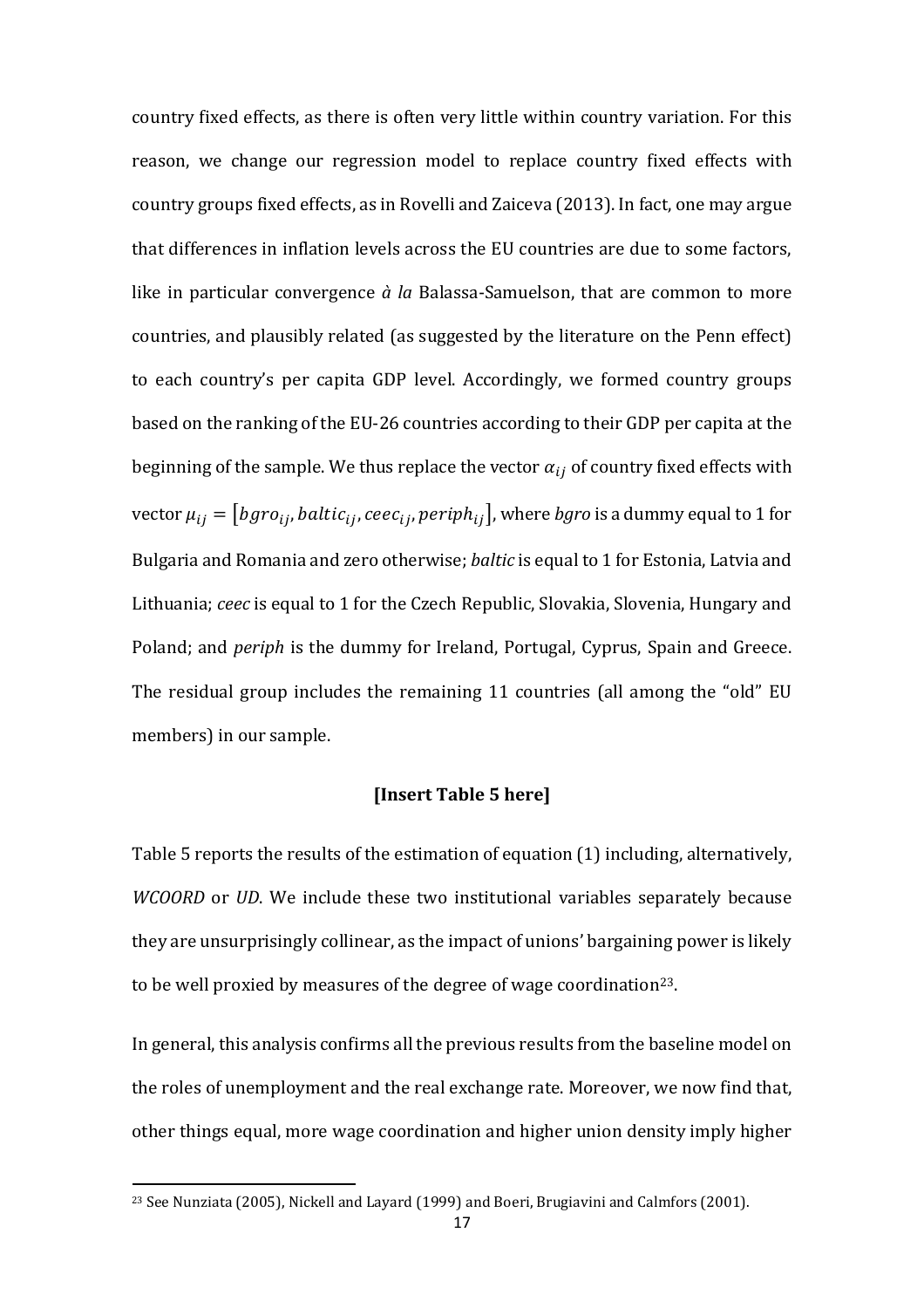country fixed effects, as there is often very little within country variation. For this reason, we change our regression model to replace country fixed effects with country groups fixed effects, as in Rovelli and Zaiceva (2013). In fact, one may argue that differences in inflation levels across the EU countries are due to some factors, like in particular convergence *à la* Balassa-Samuelson, that are common to more countries, and plausibly related (as suggested by the literature on the Penn effect) to each country's per capita GDP level. Accordingly, we formed country groups based on the ranking of the EU-26 countries according to their GDP per capita at the beginning of the sample. We thus replace the vector $\alpha_{ij}$ of country fixed effects with vector $\mu_{ij} = [bgro_{ij}, baltic_{ij}, ceec_{ij}, periph_{ij}]$, where *bgro* is a dummy equal to 1 for Bulgaria and Romania and zero otherwise; *baltic* is equal to 1 for Estonia, Latvia and Lithuania; *ceec* is equal to 1 for the Czech Republic, Slovakia, Slovenia, Hungary and Poland; and *periph* is the dummy for Ireland, Portugal, Cyprus, Spain and Greece. The residual group includes the remaining 11 countries (all among the "old" EU members) in our sample.

**[Insert Table 5 here]**

Table 5 reports the results of the estimation of equation (1) including, alternatively, *WCOORD* or *UD*. We include these two institutional variables separately because they are unsurprisingly collinear, as the impact of unions' bargaining power is likely to be well proxied by measures of the degree of wage coordination[23].

In general, this analysis confirms all the previous results from the baseline model on the roles of unemployment and the real exchange rate. Moreover, we now find that, other things equal, more wage coordination and higher union density imply higher

[23] See Nunziata (2005), Nickell and Layard (1999) and Boeri, Brugiavini and Calmfors (2001).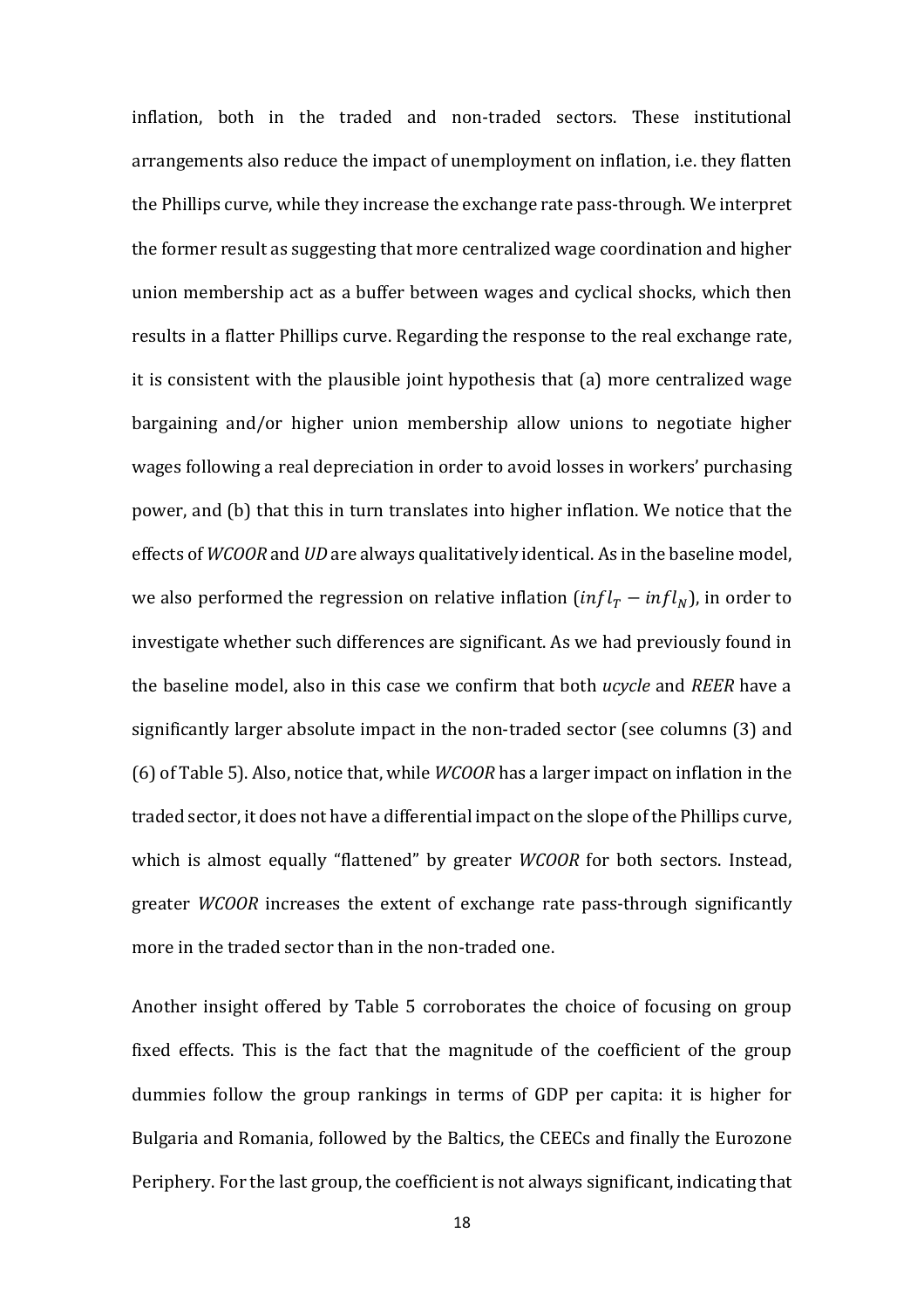inflation, both in the traded and non-traded sectors. These institutional arrangements also reduce the impact of unemployment on inflation, i.e. they flatten the Phillips curve, while they increase the exchange rate pass-through. We interpret the former result as suggesting that more centralized wage coordination and higher union membership act as a buffer between wages and cyclical shocks, which then results in a flatter Phillips curve. Regarding the response to the real exchange rate, it is consistent with the plausible joint hypothesis that (a) more centralized wage bargaining and/or higher union membership allow unions to negotiate higher wages following a real depreciation in order to avoid losses in workers' purchasing power, and (b) that this in turn translates into higher inflation. We notice that the effects of *WCOOR* and *UD* are always qualitatively identical. As in the baseline model, we also performed the regression on relative inflation ($infl_T - infl_N$), in order to investigate whether such differences are significant. As we had previously found in the baseline model, also in this case we confirm that both *ucycle* and *REER* have a significantly larger absolute impact in the non-traded sector (see columns (3) and (6) of Table 5). Also, notice that, while *WCOOR* has a larger impact on inflation in the traded sector, it does not have a differential impact on the slope of the Phillips curve, which is almost equally "flattened" by greater *WCOOR* for both sectors. Instead, greater *WCOOR* increases the extent of exchange rate pass-through significantly more in the traded sector than in the non-traded one.

Another insight offered by Table 5 corroborates the choice of focusing on group fixed effects. This is the fact that the magnitude of the coefficient of the group dummies follow the group rankings in terms of GDP per capita: it is higher for Bulgaria and Romania, followed by the Baltics, the CEECs and finally the Eurozone Periphery. For the last group, the coefficient is not always significant, indicating that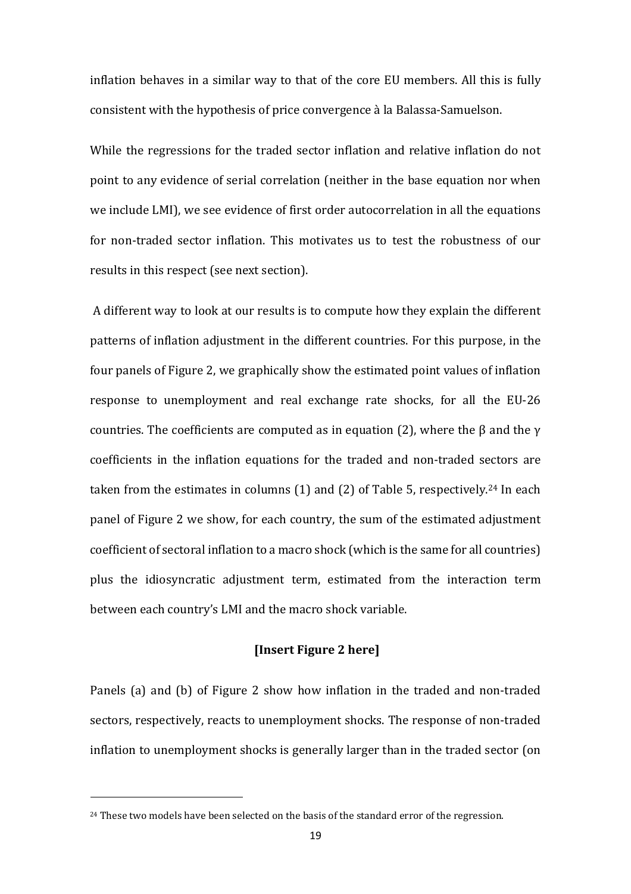inflation behaves in a similar way to that of the core EU members. All this is fully consistent with the hypothesis of price convergence à la Balassa-Samuelson.

While the regressions for the traded sector inflation and relative inflation do not point to any evidence of serial correlation (neither in the base equation nor when we include LMI), we see evidence of first order autocorrelation in all the equations for non-traded sector inflation. This motivates us to test the robustness of our results in this respect (see next section).

A different way to look at our results is to compute how they explain the different patterns of inflation adjustment in the different countries. For this purpose, in the four panels of Figure 2, we graphically show the estimated point values of inflation response to unemployment and real exchange rate shocks, for all the EU-26 countries. The coefficients are computed as in equation (2), where the $\beta$ and the $\gamma$ coefficients in the inflation equations for the traded and non-traded sectors are taken from the estimates in columns (1) and (2) of Table 5, respectively.[24] In each panel of Figure 2 we show, for each country, the sum of the estimated adjustment coefficient of sectoral inflation to a macro shock (which is the same for all countries) plus the idiosyncratic adjustment term, estimated from the interaction term between each country's LMI and the macro shock variable.

**[Insert Figure 2 here]**

Panels (a) and (b) of Figure 2 show how inflation in the traded and non-traded sectors, respectively, reacts to unemployment shocks. The response of non-traded inflation to unemployment shocks is generally larger than in the traded sector (on

[24] These two models have been selected on the basis of the standard error of the regression.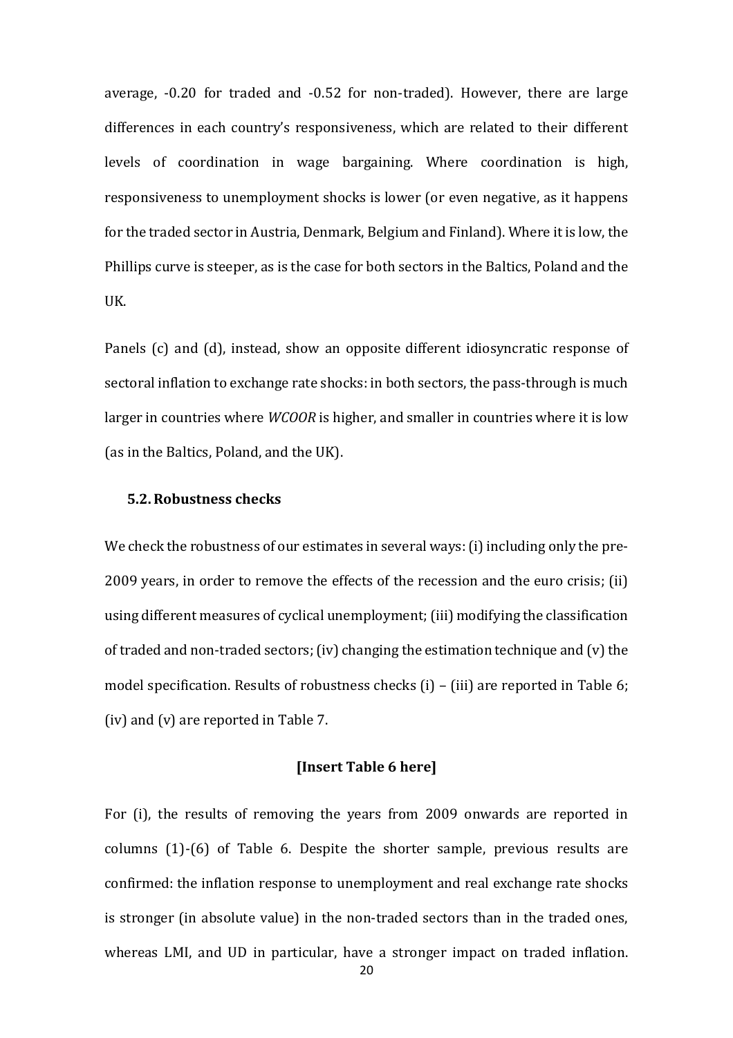average, -0.20 for traded and -0.52 for non-traded). However, there are large differences in each country's responsiveness, which are related to their different levels of coordination in wage bargaining. Where coordination is high, responsiveness to unemployment shocks is lower (or even negative, as it happens for the traded sector in Austria, Denmark, Belgium and Finland). Where it is low, the Phillips curve is steeper, as is the case for both sectors in the Baltics, Poland and the UK.

Panels (c) and (d), instead, show an opposite different idiosyncratic response of sectoral inflation to exchange rate shocks: in both sectors, the pass-through is much larger in countries where *WCOOR* is higher, and smaller in countries where it is low (as in the Baltics, Poland, and the UK).

### 5.2. Robustness checks

We check the robustness of our estimates in several ways: (i) including only the pre-2009 years, in order to remove the effects of the recession and the euro crisis; (ii) using different measures of cyclical unemployment; (iii) modifying the classification of traded and non-traded sectors; (iv) changing the estimation technique and (v) the model specification. Results of robustness checks (i) – (iii) are reported in Table 6; (iv) and (v) are reported in Table 7.

**[Insert Table 6 here]**

For (i), the results of removing the years from 2009 onwards are reported in columns (1)-(6) of Table 6. Despite the shorter sample, previous results are confirmed: the inflation response to unemployment and real exchange rate shocks is stronger (in absolute value) in the non-traded sectors than in the traded ones, whereas LMI, and UD in particular, have a stronger impact on traded inflation.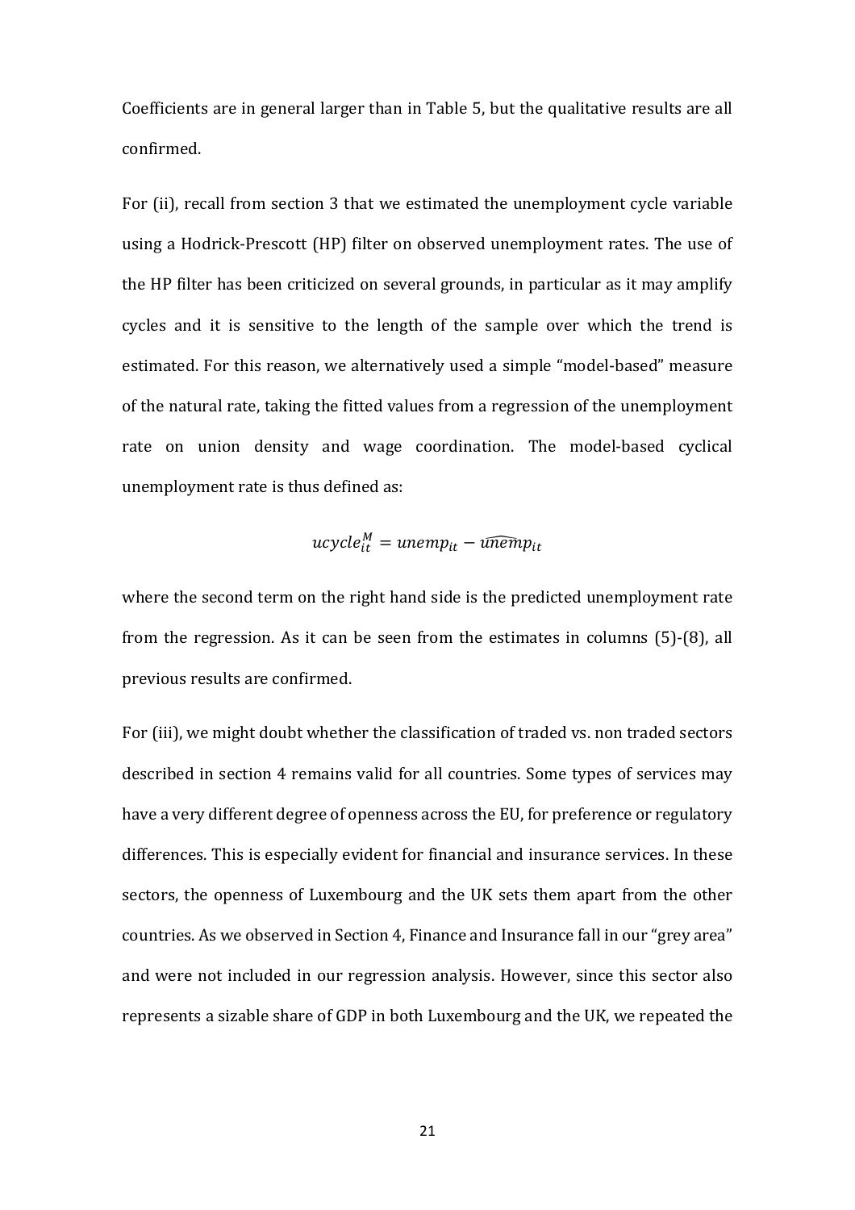Coefficients are in general larger than in Table 5, but the qualitative results are all confirmed.

For (ii), recall from section 3 that we estimated the unemployment cycle variable using a Hodrick-Prescott (HP) filter on observed unemployment rates. The use of the HP filter has been criticized on several grounds, in particular as it may amplify cycles and it is sensitive to the length of the sample over which the trend is estimated. For this reason, we alternatively used a simple "model-based" measure of the natural rate, taking the fitted values from a regression of the unemployment rate on union density and wage coordination. The model-based cyclical unemployment rate is thus defined as:

$$ucycle_{it}^{M} = unemp_{it} - \widehat{unemp}_{it}$$

where the second term on the right hand side is the predicted unemployment rate from the regression. As it can be seen from the estimates in columns (5)-(8), all previous results are confirmed.

For (iii), we might doubt whether the classification of traded vs. non traded sectors described in section 4 remains valid for all countries. Some types of services may have a very different degree of openness across the EU, for preference or regulatory differences. This is especially evident for financial and insurance services. In these sectors, the openness of Luxembourg and the UK sets them apart from the other countries. As we observed in Section 4, Finance and Insurance fall in our "grey area" and were not included in our regression analysis. However, since this sector also represents a sizable share of GDP in both Luxembourg and the UK, we repeated the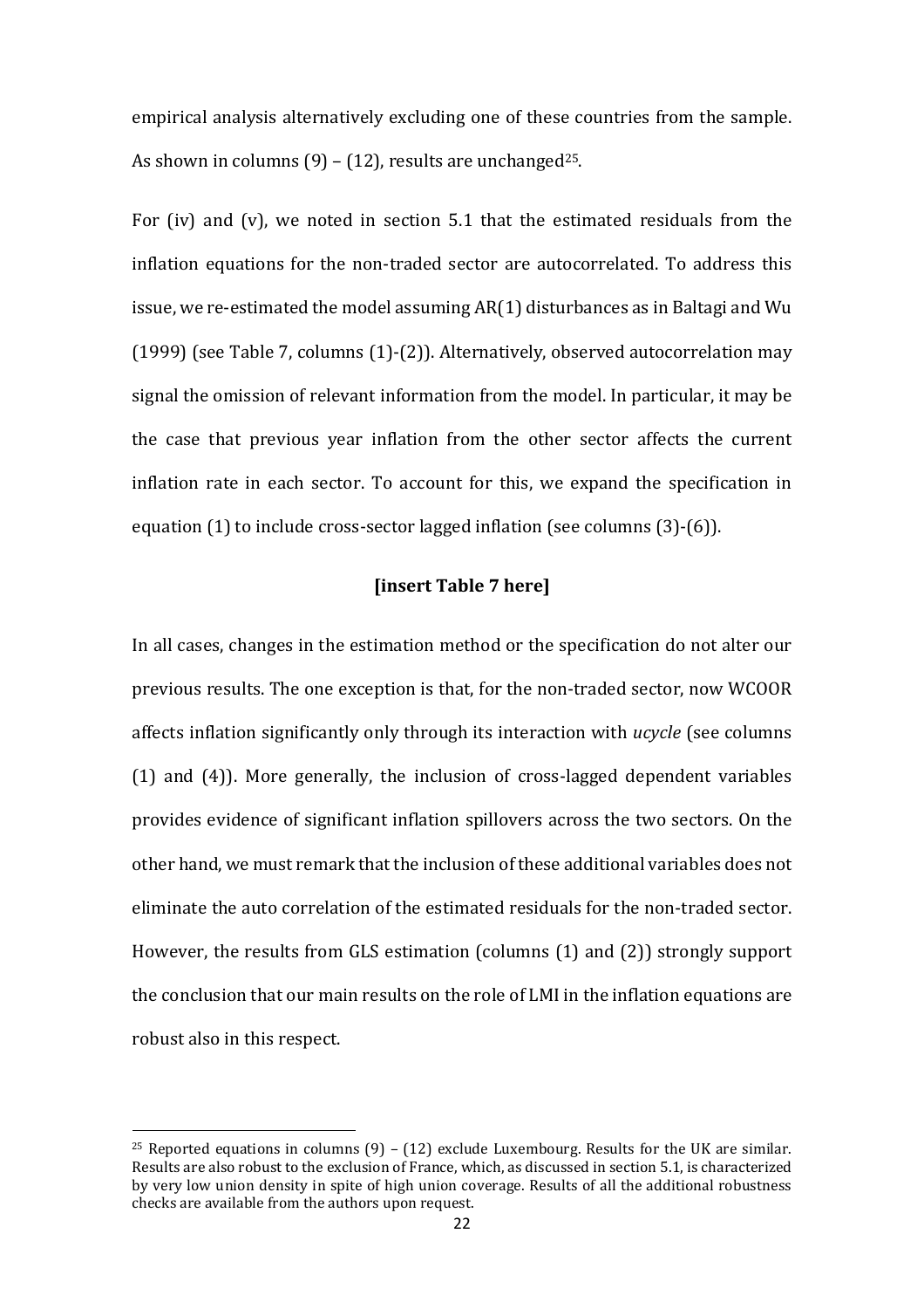empirical analysis alternatively excluding one of these countries from the sample. As shown in columns (9) – (12), results are unchanged[25].

For (iv) and (v), we noted in section 5.1 that the estimated residuals from the inflation equations for the non-traded sector are autocorrelated. To address this issue, we re-estimated the model assuming AR(1) disturbances as in Baltagi and Wu (1999) (see Table 7, columns (1)-(2)). Alternatively, observed autocorrelation may signal the omission of relevant information from the model. In particular, it may be the case that previous year inflation from the other sector affects the current inflation rate in each sector. To account for this, we expand the specification in equation (1) to include cross-sector lagged inflation (see columns (3)-(6)).

**[insert Table 7 here]**

In all cases, changes in the estimation method or the specification do not alter our previous results. The one exception is that, for the non-traded sector, now WCOOR affects inflation significantly only through its interaction with *ucycle* (see columns (1) and (4)). More generally, the inclusion of cross-lagged dependent variables provides evidence of significant inflation spillovers across the two sectors. On the other hand, we must remark that the inclusion of these additional variables does not eliminate the auto correlation of the estimated residuals for the non-traded sector. However, the results from GLS estimation (columns (1) and (2)) strongly support the conclusion that our main results on the role of LMI in the inflation equations are robust also in this respect.

[25] Reported equations in columns (9) – (12) exclude Luxembourg. Results for the UK are similar. Results are also robust to the exclusion of France, which, as discussed in section 5.1, is characterized by very low union density in spite of high union coverage. Results of all the additional robustness checks are available from the authors upon request.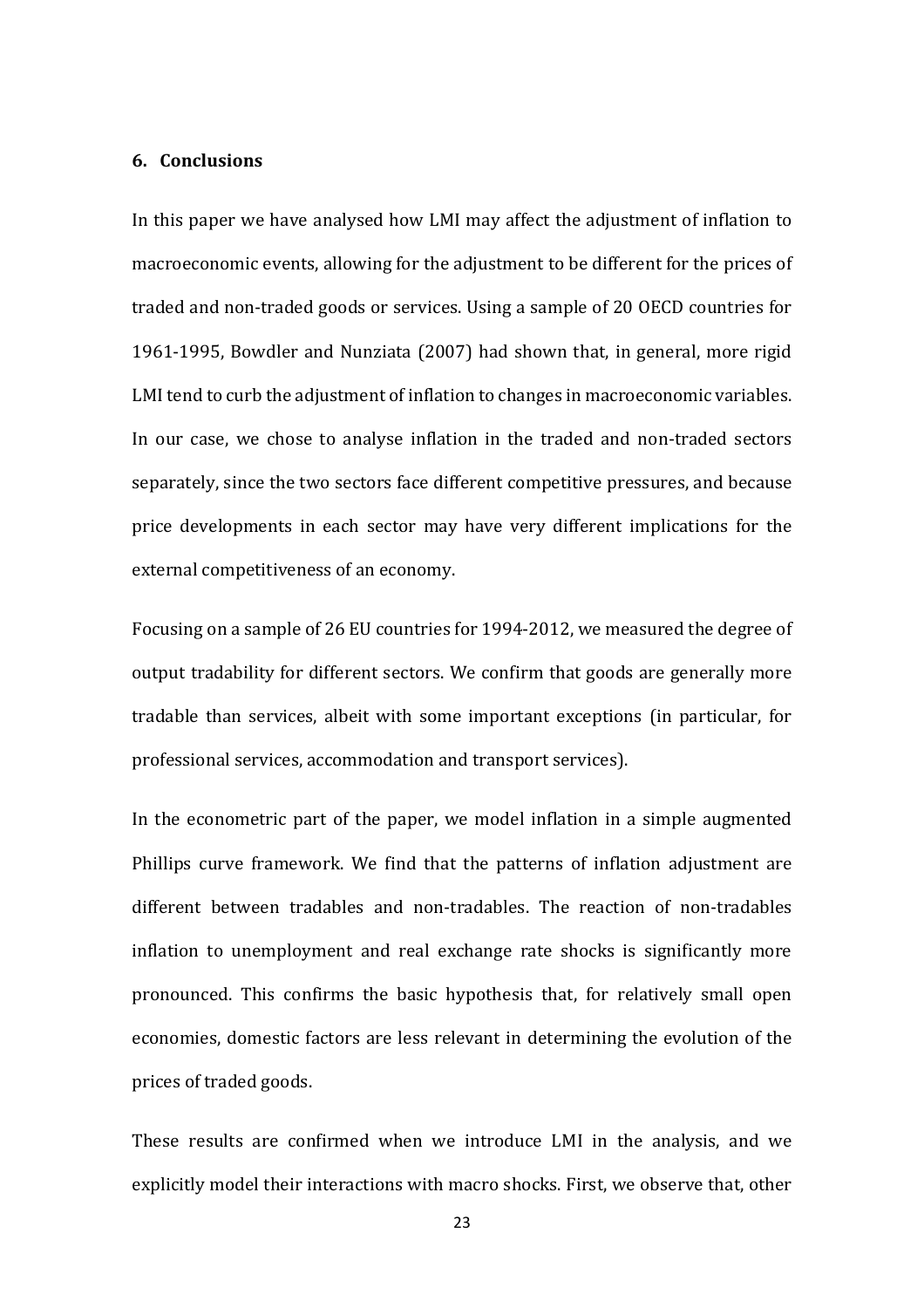## 6. Conclusions

In this paper we have analysed how LMI may affect the adjustment of inflation to macroeconomic events, allowing for the adjustment to be different for the prices of traded and non-traded goods or services. Using a sample of 20 OECD countries for 1961-1995, Bowdler and Nunziata (2007) had shown that, in general, more rigid LMI tend to curb the adjustment of inflation to changes in macroeconomic variables. In our case, we chose to analyse inflation in the traded and non-traded sectors separately, since the two sectors face different competitive pressures, and because price developments in each sector may have very different implications for the external competitiveness of an economy.

Focusing on a sample of 26 EU countries for 1994-2012, we measured the degree of output tradability for different sectors. We confirm that goods are generally more tradable than services, albeit with some important exceptions (in particular, for professional services, accommodation and transport services).

In the econometric part of the paper, we model inflation in a simple augmented Phillips curve framework. We find that the patterns of inflation adjustment are different between tradables and non-tradables. The reaction of non-tradables inflation to unemployment and real exchange rate shocks is significantly more pronounced. This confirms the basic hypothesis that, for relatively small open economies, domestic factors are less relevant in determining the evolution of the prices of traded goods.

These results are confirmed when we introduce LMI in the analysis, and we explicitly model their interactions with macro shocks. First, we observe that, other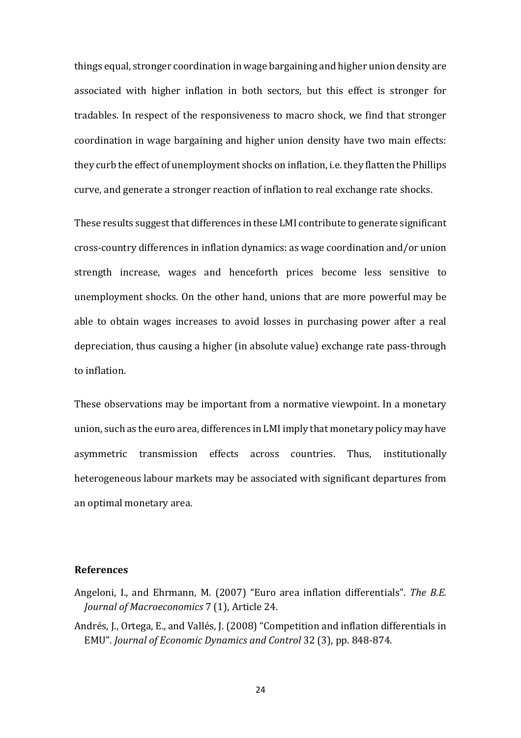things equal, stronger coordination in wage bargaining and higher union density are associated with higher inflation in both sectors, but this effect is stronger for tradables. In respect of the responsiveness to macro shock, we find that stronger coordination in wage bargaining and higher union density have two main effects: they curb the effect of unemployment shocks on inflation, i.e. they flatten the Phillips curve, and generate a stronger reaction of inflation to real exchange rate shocks.

These results suggest that differences in these LMI contribute to generate significant cross-country differences in inflation dynamics: as wage coordination and/or union strength increase, wages and henceforth prices become less sensitive to unemployment shocks. On the other hand, unions that are more powerful may be able to obtain wages increases to avoid losses in purchasing power after a real depreciation, thus causing a higher (in absolute value) exchange rate pass-through to inflation.

These observations may be important from a normative viewpoint. In a monetary union, such as the euro area, differences in LMI imply that monetary policy may have asymmetric transmission effects across countries. Thus, institutionally heterogeneous labour markets may be associated with significant departures from an optimal monetary area.

### References

Angeloni, I., and Ehrmann, M. (2007) "Euro area inflation differentials". *The B.E. Journal of Macroeconomics* 7 (1), Article 24.

Andrés, J., Ortega, E., and Vallés, J. (2008) "Competition and inflation differentials in EMU". *Journal of Economic Dynamics and Control* 32 (3), pp. 848-874.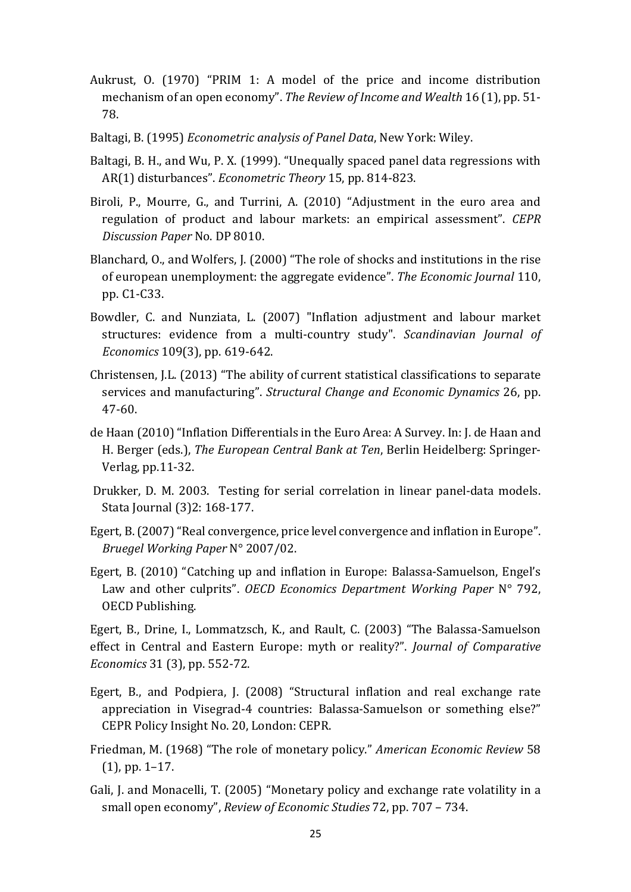Aukrust, O. (1970) "PRIM 1: A model of the price and income distribution mechanism of an open economy". *The Review of Income and Wealth* 16 (1), pp. 51-78.

Baltagi, B. (1995) *Econometric analysis of Panel Data*, New York: Wiley.

Baltagi, B. H., and Wu, P. X. (1999). "Unequally spaced panel data regressions with AR(1) disturbances". *Econometric Theory* 15, pp. 814-823.

Biroli, P., Mourre, G., and Turrini, A. (2010) "Adjustment in the euro area and regulation of product and labour markets: an empirical assessment". *CEPR Discussion Paper* No. DP 8010.

Blanchard, O., and Wolfers, J. (2000) "The role of shocks and institutions in the rise of european unemployment: the aggregate evidence". *The Economic Journal* 110, pp. C1-C33.

Bowdler, C. and Nunziata, L. (2007) "Inflation adjustment and labour market structures: evidence from a multi-country study". *Scandinavian Journal of Economics* 109(3), pp. 619-642.

Christensen, J.L. (2013) "The ability of current statistical classifications to separate services and manufacturing". *Structural Change and Economic Dynamics* 26, pp. 47-60.

de Haan (2010) "Inflation Differentials in the Euro Area: A Survey. In: J. de Haan and H. Berger (eds.), *The European Central Bank at Ten*, Berlin Heidelberg: Springer-Verlag, pp.11-32.

Drukker, D. M. 2003. Testing for serial correlation in linear panel-data models. Stata Journal (3)2: 168-177.

Egert, B. (2007) "Real convergence, price level convergence and inflation in Europe". *Bruegel Working Paper* N° 2007/02.

Egert, B. (2010) "Catching up and inflation in Europe: Balassa-Samuelson, Engel's Law and other culprits". *OECD Economics Department Working Paper* N° 792, OECD Publishing.

Egert, B., Drine, I., Lommatzsch, K., and Rault, C. (2003) "The Balassa-Samuelson effect in Central and Eastern Europe: myth or reality?". *Journal of Comparative Economics* 31 (3), pp. 552-72.

Egert, B., and Podpiera, J. (2008) "Structural inflation and real exchange rate appreciation in Visegrad-4 countries: Balassa-Samuelson or something else?" CEPR Policy Insight No. 20, London: CEPR.

Friedman, M. (1968) "The role of monetary policy." *American Economic Review* 58 (1), pp. 1–17.

Gali, J. and Monacelli, T. (2005) "Monetary policy and exchange rate volatility in a small open economy", *Review of Economic Studies* 72, pp. 707 – 734.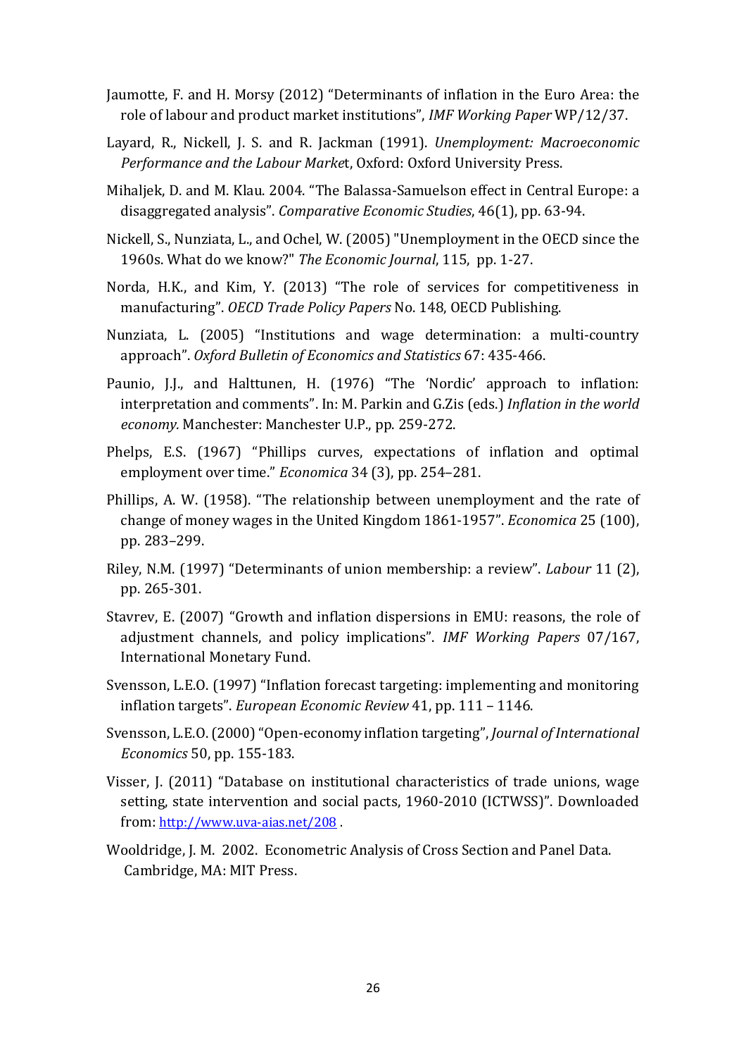Jaumotte, F. and H. Morsy (2012) "Determinants of inflation in the Euro Area: the role of labour and product market institutions", *IMF Working Paper* WP/12/37.

Layard, R., Nickell, J. S. and R. Jackman (1991). *Unemployment: Macroeconomic Performance and the Labour Marke*t, Oxford: Oxford University Press.

Mihaljek, D. and M. Klau. 2004. "The Balassa-Samuelson effect in Central Europe: a disaggregated analysis". *Comparative Economic Studies*, 46(1), pp. 63-94.

Nickell, S., Nunziata, L., and Ochel, W. (2005) "Unemployment in the OECD since the 1960s. What do we know?" *The Economic Journal*, 115, pp. 1-27.

Norda, H.K., and Kim, Y. (2013) "The role of services for competitiveness in manufacturing". *OECD Trade Policy Papers* No. 148, OECD Publishing.

Nunziata, L. (2005) "Institutions and wage determination: a multi-country approach". *Oxford Bulletin of Economics and Statistics* 67: 435-466.

Paunio, J.J., and Halttunen, H. (1976) "The 'Nordic' approach to inflation: interpretation and comments". In: M. Parkin and G.Zis (eds.) *Inflation in the world economy.* Manchester: Manchester U.P., pp. 259-272.

Phelps, E.S. (1967) "Phillips curves, expectations of inflation and optimal employment over time." *Economica* 34 (3), pp. 254–281.

Phillips, A. W. (1958). "The relationship between unemployment and the rate of change of money wages in the United Kingdom 1861-1957". *Economica* 25 (100), pp. 283–299.

Riley, N.M. (1997) "Determinants of union membership: a review". *Labour* 11 (2), pp. 265-301.

Stavrev, E. (2007) "Growth and inflation dispersions in EMU: reasons, the role of adjustment channels, and policy implications". *IMF Working Papers* 07/167, International Monetary Fund.

Svensson, L.E.O. (1997) "Inflation forecast targeting: implementing and monitoring inflation targets". *European Economic Review* 41, pp. 111 – 1146.

Svensson, L.E.O. (2000) "Open-economy inflation targeting", *Journal of International Economics* 50, pp. 155-183.

Visser, J. (2011) "Database on institutional characteristics of trade unions, wage setting, state intervention and social pacts, 1960-2010 (ICTWSS)". Downloaded from: http://www.uva-aias.net/208 .

Wooldridge, J. M. 2002. Econometric Analysis of Cross Section and Panel Data. Cambridge, MA: MIT Press.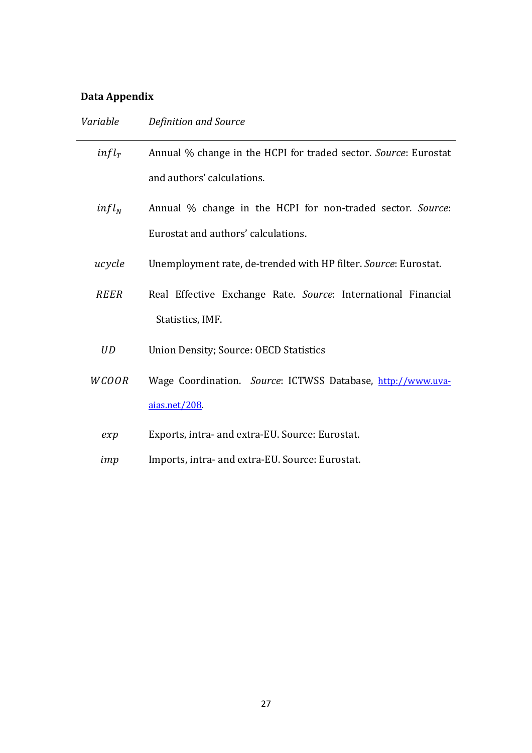**Data Appendix**

| *Variable* | *Definition and Source* |
|---|---|
| $infl_T$ | Annual % change in the HCPI for traded sector. *Source*: Eurostat and authors' calculations. |
| $infl_N$ | Annual % change in the HCPI for non-traded sector. *Source*: Eurostat and authors' calculations. |
| $ucycle$ | Unemployment rate, de-trended with HP filter. *Source*: Eurostat. |
| $REER$ | Real Effective Exchange Rate. *Source*: International Financial Statistics, IMF. |
| $UD$ | Union Density; Source: OECD Statistics |
| $WCOOR$ | Wage Coordination. *Source*: ICTWSS Database, [http://www.uva-aias.net/208](http://www.uva-aias.net/208). |
| $exp$ | Exports, intra- and extra-EU. Source: Eurostat. |
| $imp$ | Imports, intra- and extra-EU. Source: Eurostat. |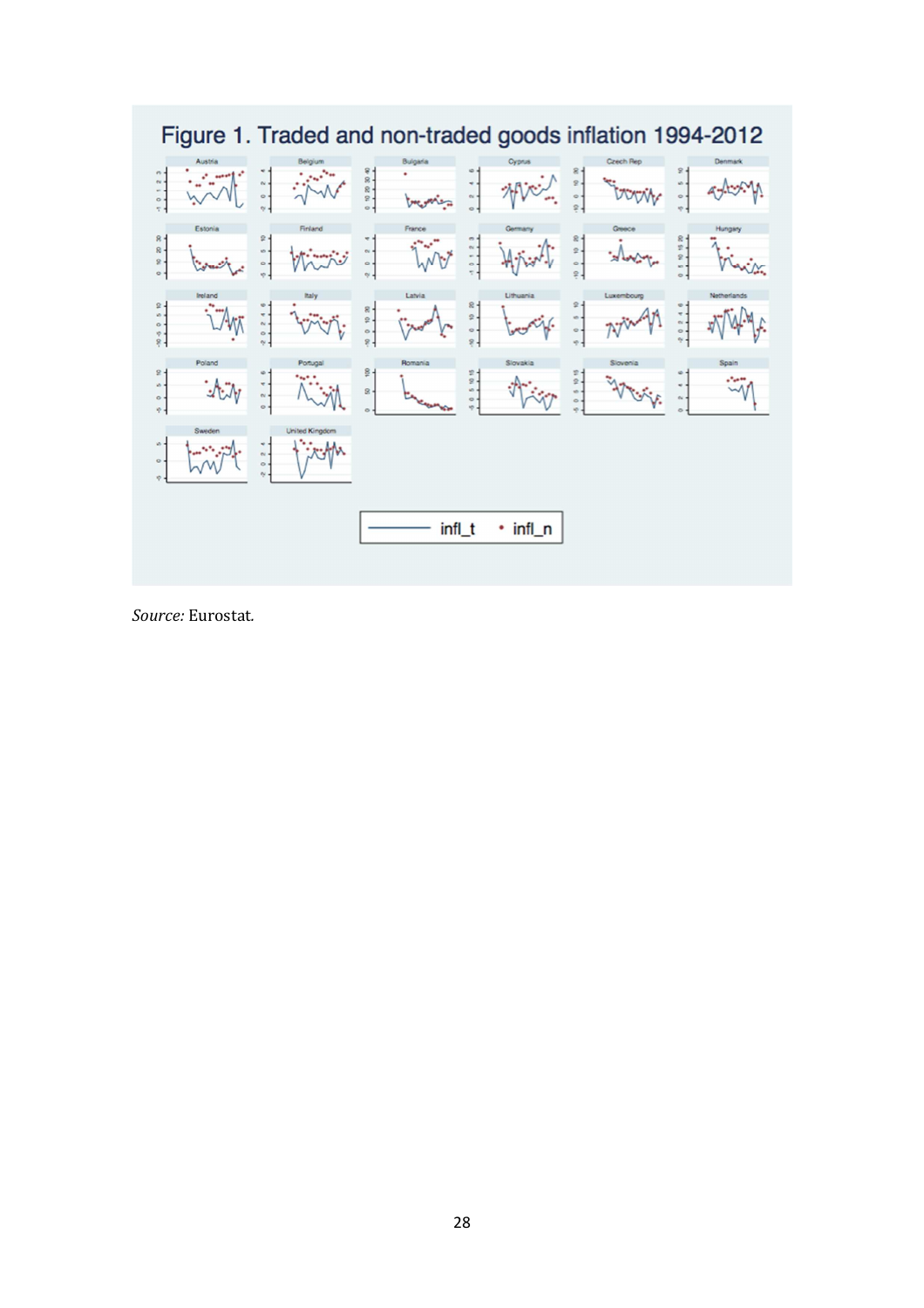Figure 1. Traded and non-traded goods inflation 1994-2012

*Source:* Eurostat.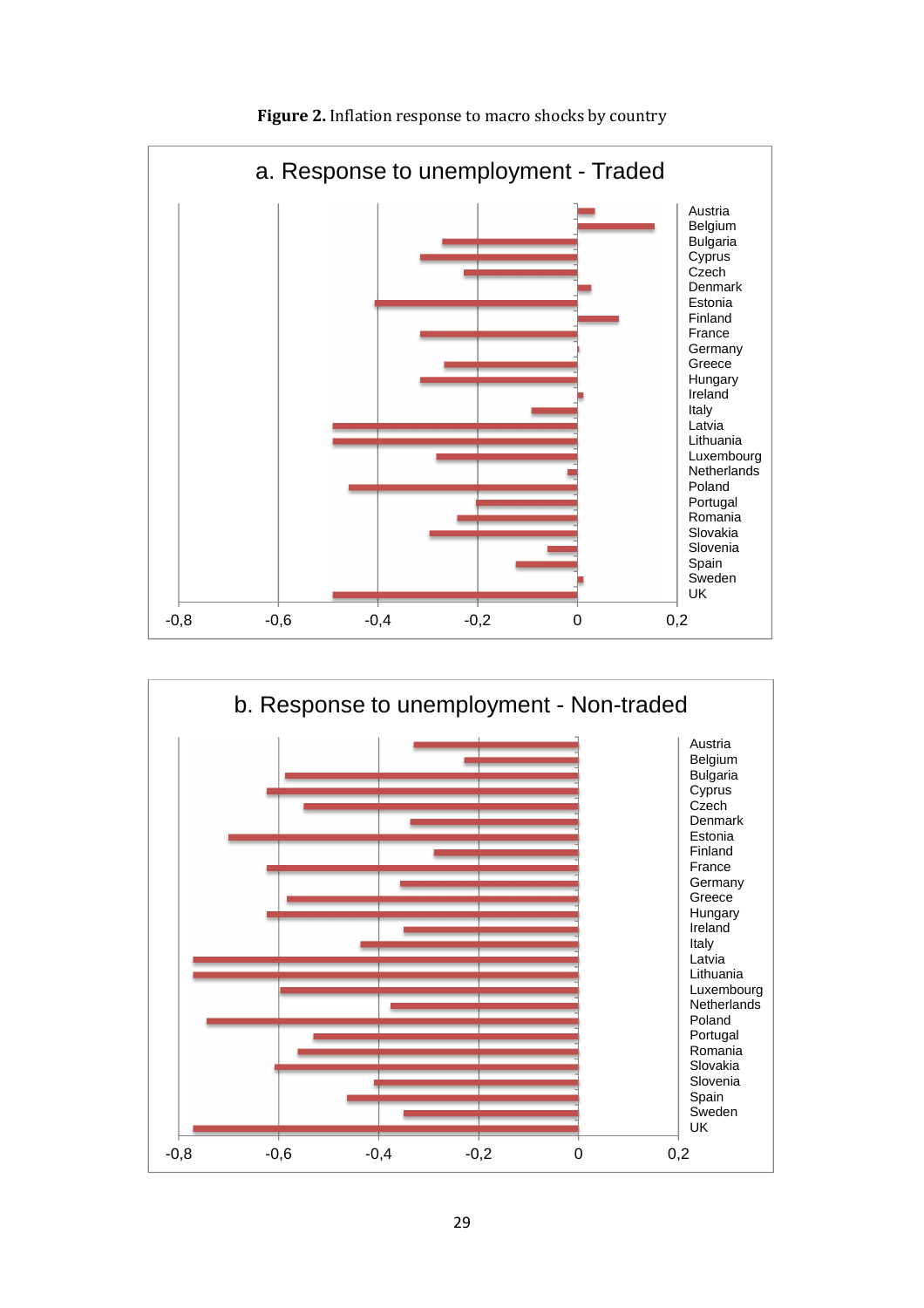**Figure 2.** Inflation response to macro shocks by country

a. Response to unemployment - Traded

Austria, Belgium, Bulgaria, Cyprus, Czech, Denmark, Estonia, Finland, France, Germany, Greece, Hungary, Ireland, Italy, Latvia, Lithuania, Luxembourg, Netherlands, Poland, Portugal, Romania, Slovakia, Slovenia, Spain, Sweden, UK

-0,8 -0,6 -0,4 -0,2 0 0,2

b. Response to unemployment - Non-traded

Austria, Belgium, Bulgaria, Cyprus, Czech, Denmark, Estonia, Finland, France, Germany, Greece, Hungary, Ireland, Italy, Latvia, Lithuania, Luxembourg, Netherlands, Poland, Portugal, Romania, Slovakia, Slovenia, Spain, Sweden, UK

-0,8 -0,6 -0,4 -0,2 0 0,2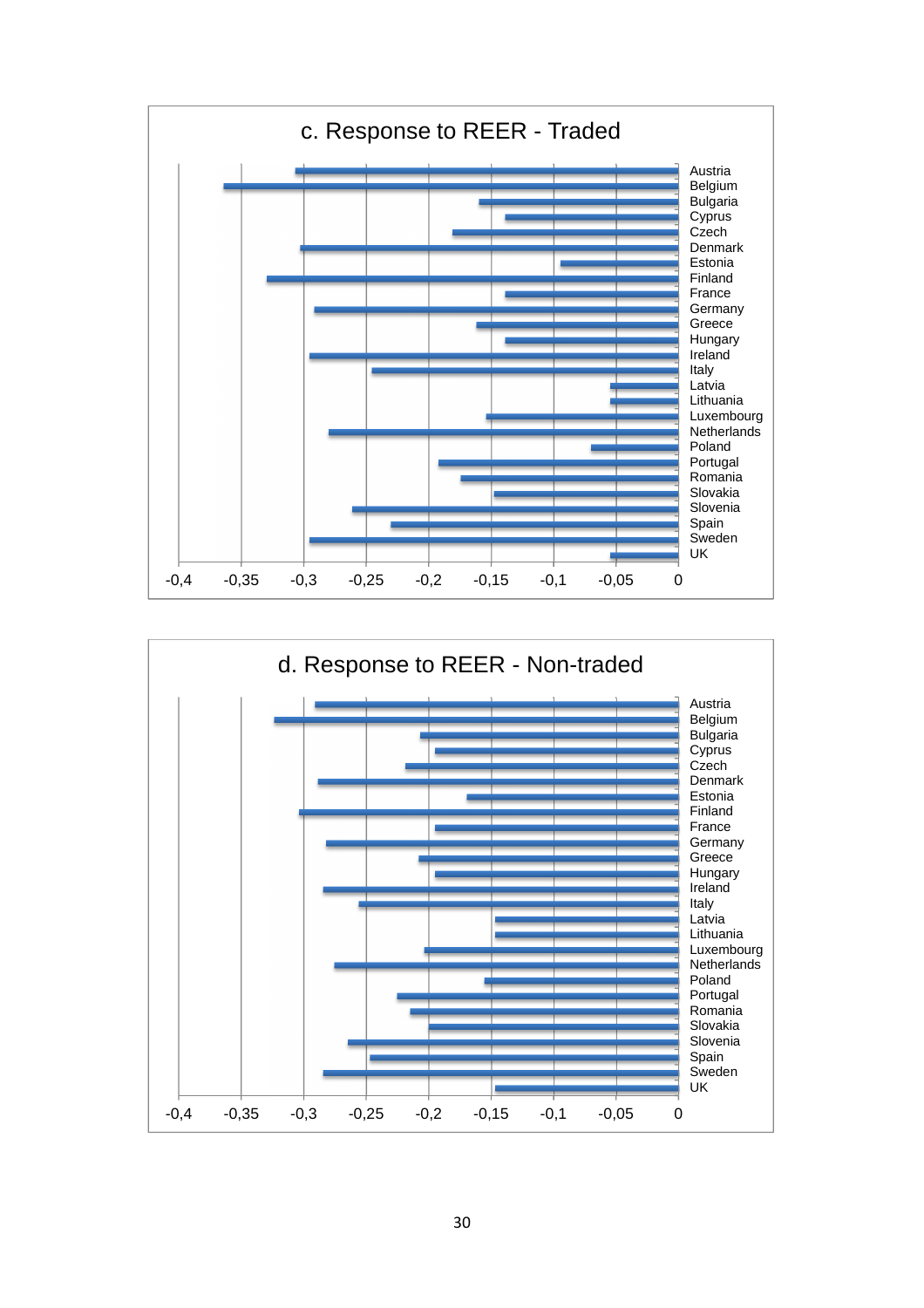c. Response to REER - Traded

| Country | Value |
|---|---|
| Austria | -0.305 |
| Belgium | -0.365 |
| Bulgaria | -0.16 |
| Cyprus | -0.14 |
| Czech | -0.18 |
| Denmark | -0.30 |
| Estonia | -0.095 |
| Finland | -0.33 |
| France | -0.14 |
| Germany | -0.29 |
| Greece | -0.16 |
| Hungary | -0.14 |
| Ireland | -0.295 |
| Italy | -0.245 |
| Latvia | -0.055 |
| Lithuania | -0.055 |
| Luxembourg | -0.155 |
| Netherlands | -0.28 |
| Poland | -0.07 |
| Portugal | -0.19 |
| Romania | -0.175 |
| Slovakia | -0.15 |
| Slovenia | -0.26 |
| Spain | -0.23 |
| Sweden | -0.295 |
| UK | -0.055 |

d. Response to REER - Non-traded

| Country | Value |
|---|---|
| Austria | -0.29 |
| Belgium | -0.325 |
| Bulgaria | -0.205 |
| Cyprus | -0.195 |
| Czech | -0.22 |
| Denmark | -0.29 |
| Estonia | -0.17 |
| Finland | -0.305 |
| France | -0.195 |
| Germany | -0.28 |
| Greece | -0.21 |
| Hungary | -0.195 |
| Ireland | -0.285 |
| Italy | -0.255 |
| Latvia | -0.145 |
| Lithuania | -0.145 |
| Luxembourg | -0.205 |
| Netherlands | -0.275 |
| Poland | -0.155 |
| Portugal | -0.225 |
| Romania | -0.215 |
| Slovakia | -0.20 |
| Slovenia | -0.265 |
| Spain | -0.245 |
| Sweden | -0.285 |
| UK | -0.145 |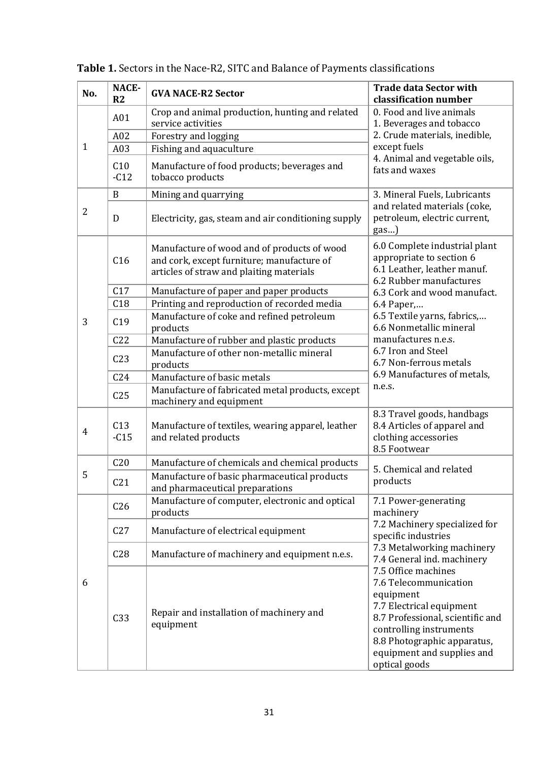**Table 1.** Sectors in the Nace-R2, SITC and Balance of Payments classifications

| No. | NACE-R2 | GVA NACE-R2 Sector | Trade data Sector with classification number |
|---|---|---|---|
| 1 | A01 | Crop and animal production, hunting and related service activities | 0. Food and live animals<br>1. Beverages and tobacco<br>2. Crude materials, inedible, except fuels<br>4. Animal and vegetable oils, fats and waxes |
| | A02 | Forestry and logging | |
| | A03 | Fishing and aquaculture | |
| | C10 -C12 | Manufacture of food products; beverages and tobacco products | |
| 2 | B | Mining and quarrying | 3. Mineral Fuels, Lubricants and related materials (coke, petroleum, electric current, gas…) |
| | D | Electricity, gas, steam and air conditioning supply | |
| 3 | C16 | Manufacture of wood and of products of wood and cork, except furniture; manufacture of articles of straw and plaiting materials | 6.0 Complete industrial plant appropriate to section 6<br>6.1 Leather, leather manuf.<br>6.2 Rubber manufactures<br>6.3 Cork and wood manufact.<br>6.4 Paper,…<br>6.5 Textile yarns, fabrics,…<br>6.6 Nonmetallic mineral manufactures n.e.s.<br>6.7 Iron and Steel<br>6.7 Non-ferrous metals<br>6.9 Manufactures of metals, n.e.s. |
| | C17 | Manufacture of paper and paper products | |
| | C18 | Printing and reproduction of recorded media | |
| | C19 | Manufacture of coke and refined petroleum products | |
| | C22 | Manufacture of rubber and plastic products | |
| | C23 | Manufacture of other non-metallic mineral products | |
| | C24 | Manufacture of basic metals | |
| | C25 | Manufacture of fabricated metal products, except machinery and equipment | |
| 4 | C13 -C15 | Manufacture of textiles, wearing apparel, leather and related products | 8.3 Travel goods, handbags<br>8.4 Articles of apparel and clothing accessories<br>8.5 Footwear |
| 5 | C20 | Manufacture of chemicals and chemical products | 5. Chemical and related products |
| | C21 | Manufacture of basic pharmaceutical products and pharmaceutical preparations | |
| 6 | C26 | Manufacture of computer, electronic and optical products | 7.1 Power-generating machinery<br>7.2 Machinery specialized for specific industries<br>7.3 Metalworking machinery<br>7.4 General ind. machinery<br>7.5 Office machines<br>7.6 Telecommunication equipment<br>7.7 Electrical equipment<br>8.7 Professional, scientific and controlling instruments<br>8.8 Photographic apparatus, equipment and supplies and optical goods |
| | C27 | Manufacture of electrical equipment | |
| | C28 | Manufacture of machinery and equipment n.e.s. | |
| | C33 | Repair and installation of machinery and equipment | |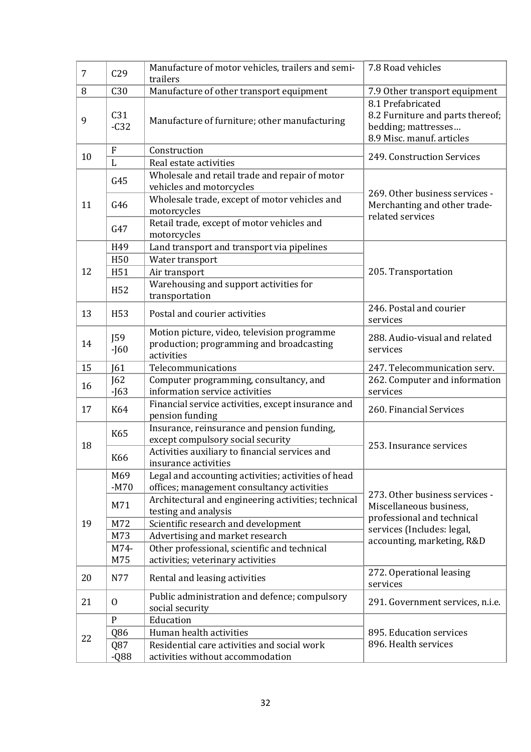| | | | |
|---|---|---|---|
| 7 | C29 | Manufacture of motor vehicles, trailers and semi-trailers | 7.8 Road vehicles |
| 8 | C30 | Manufacture of other transport equipment | 7.9 Other transport equipment |
| 9 | C31 -C32 | Manufacture of furniture; other manufacturing | 8.1 Prefabricated<br>8.2 Furniture and parts thereof; bedding; mattresses…<br>8.9 Misc. manuf. articles |
| 10 | F | Construction | 249. Construction Services |
| | L | Real estate activities | |
| 11 | G45 | Wholesale and retail trade and repair of motor vehicles and motorcycles | 269. Other business services - Merchanting and other trade-related services |
| | G46 | Wholesale trade, except of motor vehicles and motorcycles | |
| | G47 | Retail trade, except of motor vehicles and motorcycles | |
| 12 | H49 | Land transport and transport via pipelines | 205. Transportation |
| | H50 | Water transport | |
| | H51 | Air transport | |
| | H52 | Warehousing and support activities for transportation | |
| 13 | H53 | Postal and courier activities | 246. Postal and courier services |
| 14 | J59 -J60 | Motion picture, video, television programme production; programming and broadcasting activities | 288. Audio-visual and related services |
| 15 | J61 | Telecommunications | 247. Telecommunication serv. |
| 16 | J62 -J63 | Computer programming, consultancy, and information service activities | 262. Computer and information services |
| 17 | K64 | Financial service activities, except insurance and pension funding | 260. Financial Services |
| 18 | K65 | Insurance, reinsurance and pension funding, except compulsory social security | 253. Insurance services |
| | K66 | Activities auxiliary to financial services and insurance activities | |
| 19 | M69 -M70 | Legal and accounting activities; activities of head offices; management consultancy activities | 273. Other business services - Miscellaneous business, professional and technical services (Includes: legal, accounting, marketing, R&D |
| | M71 | Architectural and engineering activities; technical testing and analysis | |
| | M72 | Scientific research and development | |
| | M73 | Advertising and market research | |
| | M74-M75 | Other professional, scientific and technical activities; veterinary activities | |
| 20 | N77 | Rental and leasing activities | 272. Operational leasing services |
| 21 | O | Public administration and defence; compulsory social security | 291. Government services, n.i.e. |
| 22 | P | Education | 895. Education services<br>896. Health services |
| | Q86 | Human health activities | |
| | Q87 -Q88 | Residential care activities and social work activities without accommodation | |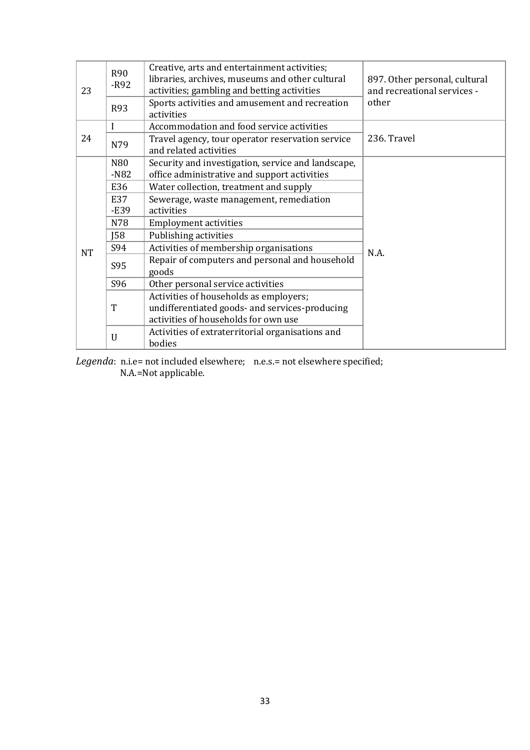| | | | |
|---|---|---|---|
| 23 | R90 -R92 | Creative, arts and entertainment activities; libraries, archives, museums and other cultural activities; gambling and betting activities | 897. Other personal, cultural and recreational services - other |
| | R93 | Sports activities and amusement and recreation activities | |
| 24 | I | Accommodation and food service activities | 236. Travel |
| | N79 | Travel agency, tour operator reservation service and related activities | |
| NT | N80 -N82 | Security and investigation, service and landscape, office administrative and support activities | N.A. |
| | E36 | Water collection, treatment and supply | |
| | E37 -E39 | Sewerage, waste management, remediation activities | |
| | N78 | Employment activities | |
| | J58 | Publishing activities | |
| | S94 | Activities of membership organisations | |
| | S95 | Repair of computers and personal and household goods | |
| | S96 | Other personal service activities | |
| | T | Activities of households as employers; undifferentiated goods- and services-producing activities of households for own use | |
| | U | Activities of extraterritorial organisations and bodies | |

*Legenda*: n.i.e= not included elsewhere; n.e.s.= not elsewhere specified; N.A.=Not applicable.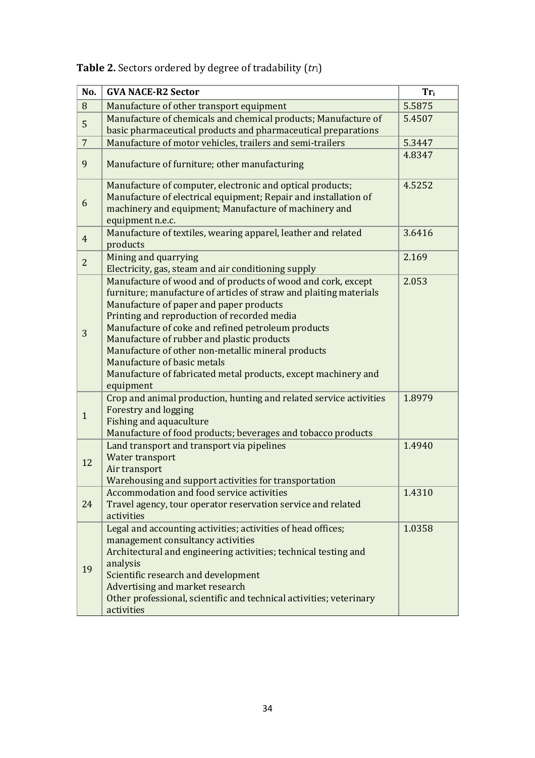**Table 2.** Sectors ordered by degree of tradability ($tr_i$)

| No. | GVA NACE-R2 Sector | $Tr_i$ |
|---|---|---|
| 8 | Manufacture of other transport equipment | 5.5875 |
| 5 | Manufacture of chemicals and chemical products; Manufacture of basic pharmaceutical products and pharmaceutical preparations | 5.4507 |
| 7 | Manufacture of motor vehicles, trailers and semi-trailers | 5.3447 |
| 9 | Manufacture of furniture; other manufacturing | 4.8347 |
| 6 | Manufacture of computer, electronic and optical products; Manufacture of electrical equipment; Repair and installation of machinery and equipment; Manufacture of machinery and equipment n.e.c. | 4.5252 |
| 4 | Manufacture of textiles, wearing apparel, leather and related products | 3.6416 |
| 2 | Mining and quarrying<br>Electricity, gas, steam and air conditioning supply | 2.169 |
| 3 | Manufacture of wood and of products of wood and cork, except furniture; manufacture of articles of straw and plaiting materials<br>Manufacture of paper and paper products<br>Printing and reproduction of recorded media<br>Manufacture of coke and refined petroleum products<br>Manufacture of rubber and plastic products<br>Manufacture of other non-metallic mineral products<br>Manufacture of basic metals<br>Manufacture of fabricated metal products, except machinery and equipment | 2.053 |
| 1 | Crop and animal production, hunting and related service activities<br>Forestry and logging<br>Fishing and aquaculture<br>Manufacture of food products; beverages and tobacco products | 1.8979 |
| 12 | Land transport and transport via pipelines<br>Water transport<br>Air transport<br>Warehousing and support activities for transportation | 1.4940 |
| 24 | Accommodation and food service activities<br>Travel agency, tour operator reservation service and related activities | 1.4310 |
| 19 | Legal and accounting activities; activities of head offices; management consultancy activities<br>Architectural and engineering activities; technical testing and analysis<br>Scientific research and development<br>Advertising and market research<br>Other professional, scientific and technical activities; veterinary activities | 1.0358 |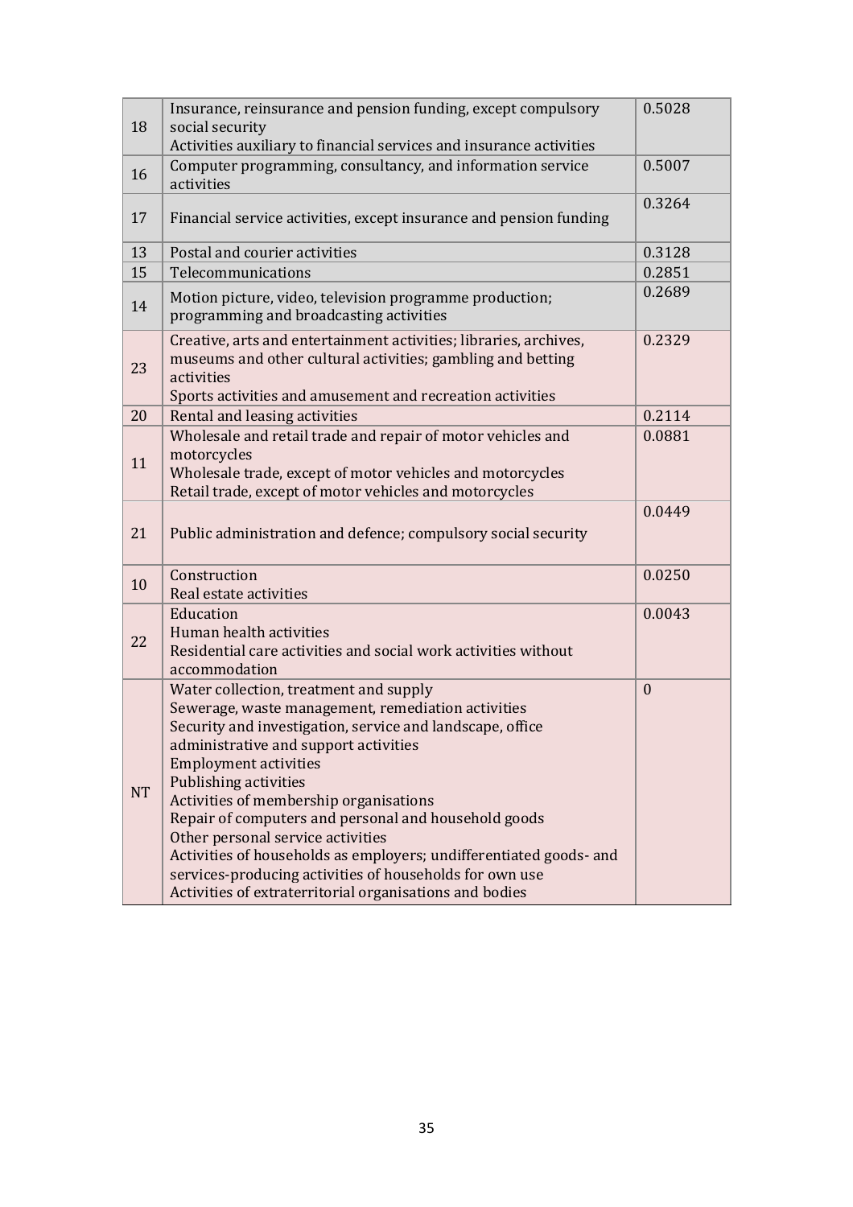| | | |
|---|---|---|
| 18 | Insurance, reinsurance and pension funding, except compulsory social security<br>Activities auxiliary to financial services and insurance activities | 0.5028 |
| 16 | Computer programming, consultancy, and information service activities | 0.5007 |
| 17 | Financial service activities, except insurance and pension funding | 0.3264 |
| 13 | Postal and courier activities | 0.3128 |
| 15 | Telecommunications | 0.2851 |
| 14 | Motion picture, video, television programme production; programming and broadcasting activities | 0.2689 |
| 23 | Creative, arts and entertainment activities; libraries, archives, museums and other cultural activities; gambling and betting activities<br>Sports activities and amusement and recreation activities | 0.2329 |
| 20 | Rental and leasing activities | 0.2114 |
| 11 | Wholesale and retail trade and repair of motor vehicles and motorcycles<br>Wholesale trade, except of motor vehicles and motorcycles<br>Retail trade, except of motor vehicles and motorcycles | 0.0881 |
| 21 | Public administration and defence; compulsory social security | 0.0449 |
| 10 | Construction<br>Real estate activities | 0.0250 |
| 22 | Education<br>Human health activities<br>Residential care activities and social work activities without accommodation | 0.0043 |
| NT | Water collection, treatment and supply<br>Sewerage, waste management, remediation activities<br>Security and investigation, service and landscape, office administrative and support activities<br>Employment activities<br>Publishing activities<br>Activities of membership organisations<br>Repair of computers and personal and household goods<br>Other personal service activities<br>Activities of households as employers; undifferentiated goods- and services-producing activities of households for own use<br>Activities of extraterritorial organisations and bodies | 0 |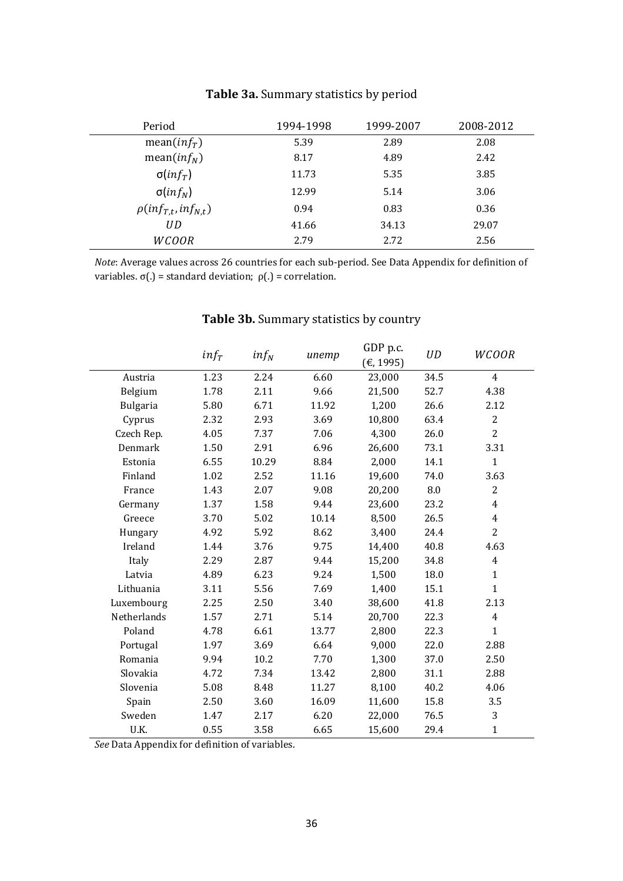**Table 3a.** Summary statistics by period

| Period | 1994-1998 | 1999-2007 | 2008-2012 |
|---|---|---|---|
| mean($inf_T$) | 5.39 | 2.89 | 2.08 |
| mean($inf_N$) | 8.17 | 4.89 | 2.42 |
| σ($inf_T$) | 11.73 | 5.35 | 3.85 |
| σ($inf_N$) | 12.99 | 5.14 | 3.06 |
| $\rho(inf_{T,t}, inf_{N,t})$ | 0.94 | 0.83 | 0.36 |
| $UD$ | 41.66 | 34.13 | 29.07 |
| $WCOOR$ | 2.79 | 2.72 | 2.56 |

*Note*: Average values across 26 countries for each sub-period. See Data Appendix for definition of variables. σ(.) = standard deviation; ρ(.) = correlation.

**Table 3b.** Summary statistics by country

| | $inf_T$ | $inf_N$ | *unemp* | GDP p.c. (€, 1995) | $UD$ | $WCOOR$ |
|---|---|---|---|---|---|---|
| Austria | 1.23 | 2.24 | 6.60 | 23,000 | 34.5 | 4 |
| Belgium | 1.78 | 2.11 | 9.66 | 21,500 | 52.7 | 4.38 |
| Bulgaria | 5.80 | 6.71 | 11.92 | 1,200 | 26.6 | 2.12 |
| Cyprus | 2.32 | 2.93 | 3.69 | 10,800 | 63.4 | 2 |
| Czech Rep. | 4.05 | 7.37 | 7.06 | 4,300 | 26.0 | 2 |
| Denmark | 1.50 | 2.91 | 6.96 | 26,600 | 73.1 | 3.31 |
| Estonia | 6.55 | 10.29 | 8.84 | 2,000 | 14.1 | 1 |
| Finland | 1.02 | 2.52 | 11.16 | 19,600 | 74.0 | 3.63 |
| France | 1.43 | 2.07 | 9.08 | 20,200 | 8.0 | 2 |
| Germany | 1.37 | 1.58 | 9.44 | 23,600 | 23.2 | 4 |
| Greece | 3.70 | 5.02 | 10.14 | 8,500 | 26.5 | 4 |
| Hungary | 4.92 | 5.92 | 8.62 | 3,400 | 24.4 | 2 |
| Ireland | 1.44 | 3.76 | 9.75 | 14,400 | 40.8 | 4.63 |
| Italy | 2.29 | 2.87 | 9.44 | 15,200 | 34.8 | 4 |
| Latvia | 4.89 | 6.23 | 9.24 | 1,500 | 18.0 | 1 |
| Lithuania | 3.11 | 5.56 | 7.69 | 1,400 | 15.1 | 1 |
| Luxembourg | 2.25 | 2.50 | 3.40 | 38,600 | 41.8 | 2.13 |
| Netherlands | 1.57 | 2.71 | 5.14 | 20,700 | 22.3 | 4 |
| Poland | 4.78 | 6.61 | 13.77 | 2,800 | 22.3 | 1 |
| Portugal | 1.97 | 3.69 | 6.64 | 9,000 | 22.0 | 2.88 |
| Romania | 9.94 | 10.2 | 7.70 | 1,300 | 37.0 | 2.50 |
| Slovakia | 4.72 | 7.34 | 13.42 | 2,800 | 31.1 | 2.88 |
| Slovenia | 5.08 | 8.48 | 11.27 | 8,100 | 40.2 | 4.06 |
| Spain | 2.50 | 3.60 | 16.09 | 11,600 | 15.8 | 3.5 |
| Sweden | 1.47 | 2.17 | 6.20 | 22,000 | 76.5 | 3 |
| U.K. | 0.55 | 3.58 | 6.65 | 15,600 | 29.4 | 1 |

*See* Data Appendix for definition of variables.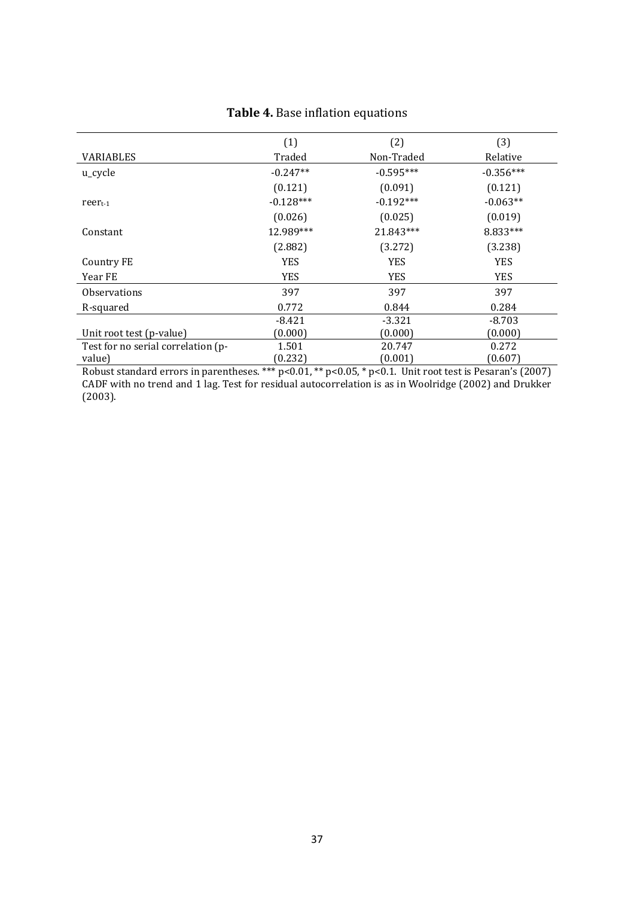**Table 4.** Base inflation equations

| | (1) | (2) | (3) |
|---|---|---|---|
| VARIABLES | Traded | Non-Traded | Relative |
| u_cycle | -0.247** | -0.595*** | -0.356*** |
| | (0.121) | (0.091) | (0.121) |
| $reer_{t-1}$ | -0.128*** | -0.192*** | -0.063** |
| | (0.026) | (0.025) | (0.019) |
| Constant | 12.989*** | 21.843*** | 8.833*** |
| | (2.882) | (3.272) | (3.238) |
| Country FE | YES | YES | YES |
| Year FE | YES | YES | YES |
| Observations | 397 | 397 | 397 |
| R-squared | 0.772 | 0.844 | 0.284 |
| Unit root test (p-value) | -8.421 (0.000) | -3.321 (0.000) | -8.703 (0.000) |
| Test for no serial correlation (p-value) | 1.501 (0.232) | 20.747 (0.001) | 0.272 (0.607) |

Robust standard errors in parentheses. *** p<0.01, ** p<0.05, * p<0.1. Unit root test is Pesaran's (2007) CADF with no trend and 1 lag. Test for residual autocorrelation is as in Woolridge (2002) and Drukker (2003).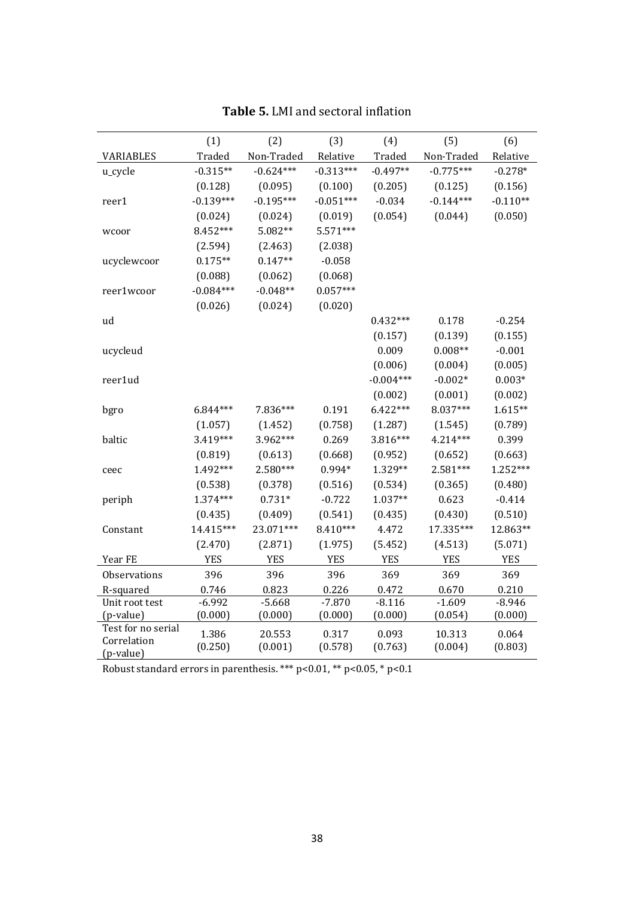**Table 5.** LMI and sectoral inflation

| | (1) | (2) | (3) | (4) | (5) | (6) |
|---|---|---|---|---|---|---|
| VARIABLES | Traded | Non-Traded | Relative | Traded | Non-Traded | Relative |
| u_cycle | -0.315** | -0.624*** | -0.313*** | -0.497** | -0.775*** | -0.278* |
| | (0.128) | (0.095) | (0.100) | (0.205) | (0.125) | (0.156) |
| reer1 | -0.139*** | -0.195*** | -0.051*** | -0.034 | -0.144*** | -0.110** |
| | (0.024) | (0.024) | (0.019) | (0.054) | (0.044) | (0.050) |
| wcoor | 8.452*** | 5.082** | 5.571*** | | | |
| | (2.594) | (2.463) | (2.038) | | | |
| ucyclewcoor | 0.175** | 0.147** | -0.058 | | | |
| | (0.088) | (0.062) | (0.068) | | | |
| reer1wcoor | -0.084*** | -0.048** | 0.057*** | | | |
| | (0.026) | (0.024) | (0.020) | | | |
| ud | | | | 0.432*** | 0.178 | -0.254 |
| | | | | (0.157) | (0.139) | (0.155) |
| ucycleud | | | | 0.009 | 0.008** | -0.001 |
| | | | | (0.006) | (0.004) | (0.005) |
| reer1ud | | | | -0.004*** | -0.002* | 0.003* |
| | | | | (0.002) | (0.001) | (0.002) |
| bgro | 6.844*** | 7.836*** | 0.191 | 6.422*** | 8.037*** | 1.615** |
| | (1.057) | (1.452) | (0.758) | (1.287) | (1.545) | (0.789) |
| baltic | 3.419*** | 3.962*** | 0.269 | 3.816*** | 4.214*** | 0.399 |
| | (0.819) | (0.613) | (0.668) | (0.952) | (0.652) | (0.663) |
| ceec | 1.492*** | 2.580*** | 0.994* | 1.329** | 2.581*** | 1.252*** |
| | (0.538) | (0.378) | (0.516) | (0.534) | (0.365) | (0.480) |
| periph | 1.374*** | 0.731* | -0.722 | 1.037** | 0.623 | -0.414 |
| | (0.435) | (0.409) | (0.541) | (0.435) | (0.430) | (0.510) |
| Constant | 14.415*** | 23.071*** | 8.410*** | 4.472 | 17.335*** | 12.863** |
| | (2.470) | (2.871) | (1.975) | (5.452) | (4.513) | (5.071) |
| Year FE | YES | YES | YES | YES | YES | YES |
| Observations | 396 | 396 | 396 | 369 | 369 | 369 |
| R-squared | 0.746 | 0.823 | 0.226 | 0.472 | 0.670 | 0.210 |
| Unit root test | -6.992 | -5.668 | -7.870 | -8.116 | -1.609 | -8.946 |
| (p-value) | (0.000) | (0.000) | (0.000) | (0.000) | (0.054) | (0.000) |
| Test for no serial Correlation | 1.386 | 20.553 | 0.317 | 0.093 | 10.313 | 0.064 |
| (p-value) | (0.250) | (0.001) | (0.578) | (0.763) | (0.004) | (0.803) |

Robust standard errors in parenthesis. *** p<0.01, ** p<0.05, * p<0.1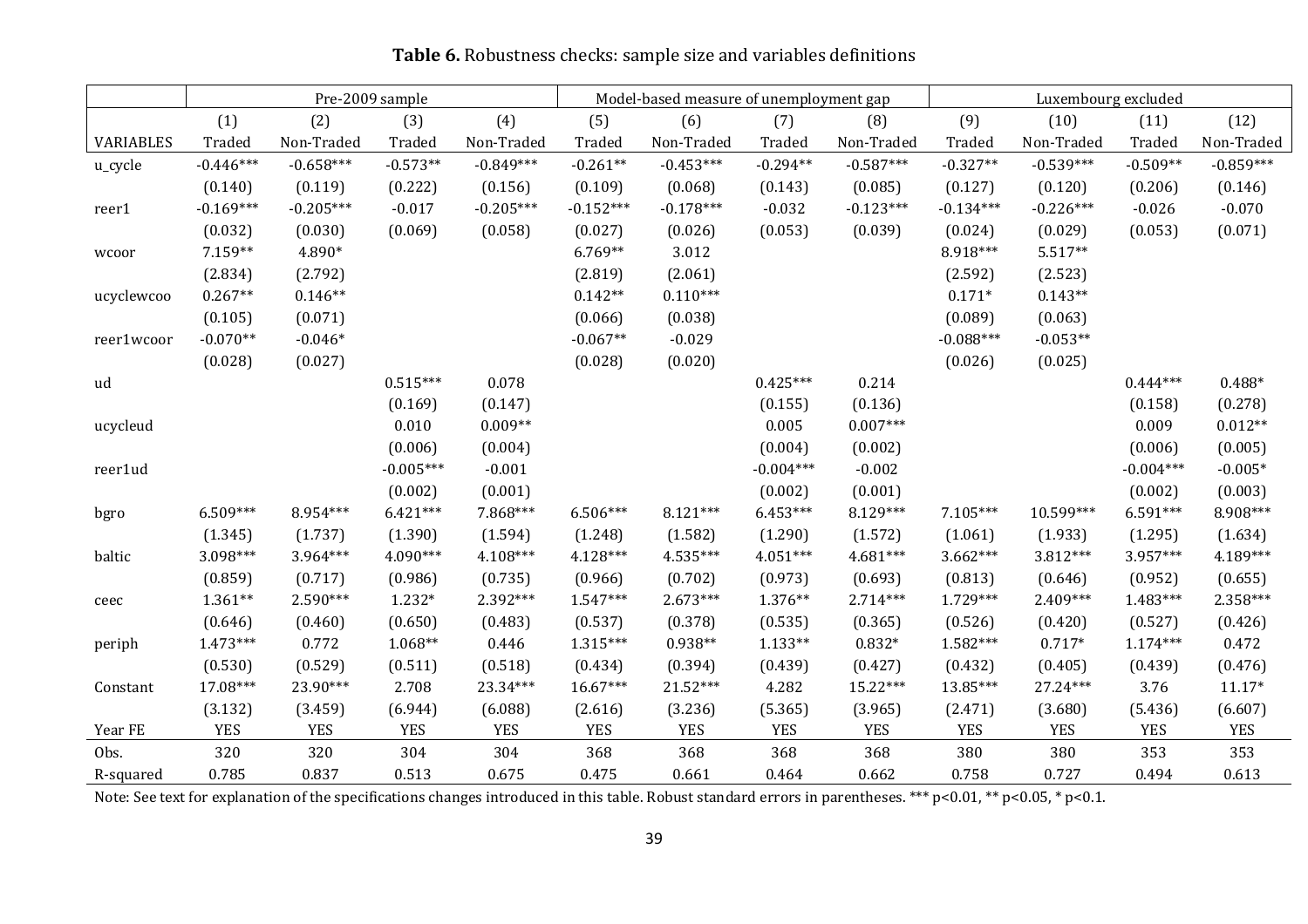**Table 6.** Robustness checks: sample size and variables definitions

| | Pre-2009 sample | | | | Model-based measure of unemployment gap | | | | Luxembourg excluded | | | |
|---|---|---|---|---|---|---|---|---|---|---|---|---|
| | (1) | (2) | (3) | (4) | (5) | (6) | (7) | (8) | (9) | (10) | (11) | (12) |
| VARIABLES | Traded | Non-Traded | Traded | Non-Traded | Traded | Non-Traded | Traded | Non-Traded | Traded | Non-Traded | Traded | Non-Traded |
| u_cycle | -0.446*** | -0.658*** | -0.573** | -0.849*** | -0.261** | -0.453*** | -0.294** | -0.587*** | -0.327** | -0.539*** | -0.509** | -0.859*** |
| | (0.140) | (0.119) | (0.222) | (0.156) | (0.109) | (0.068) | (0.143) | (0.085) | (0.127) | (0.120) | (0.206) | (0.146) |
| reer1 | -0.169*** | -0.205*** | -0.017 | -0.205*** | -0.152*** | -0.178*** | -0.032 | -0.123*** | -0.134*** | -0.226*** | -0.026 | -0.070 |
| | (0.032) | (0.030) | (0.069) | (0.058) | (0.027) | (0.026) | (0.053) | (0.039) | (0.024) | (0.029) | (0.053) | (0.071) |
| wcoor | 7.159** | 4.890* | | | 6.769** | 3.012 | | | 8.918*** | 5.517** | | |
| | (2.834) | (2.792) | | | (2.819) | (2.061) | | | (2.592) | (2.523) | | |
| ucyclewcoo | 0.267** | 0.146** | | | 0.142** | 0.110*** | | | 0.171* | 0.143** | | |
| | (0.105) | (0.071) | | | (0.066) | (0.038) | | | (0.089) | (0.063) | | |
| reer1wcoor | -0.070** | -0.046* | | | -0.067** | -0.029 | | | -0.088*** | -0.053** | | |
| | (0.028) | (0.027) | | | (0.028) | (0.020) | | | (0.026) | (0.025) | | |
| ud | | | 0.515*** | 0.078 | | | 0.425*** | 0.214 | | | 0.444*** | 0.488* |
| | | | (0.169) | (0.147) | | | (0.155) | (0.136) | | | (0.158) | (0.278) |
| ucycleud | | | 0.010 | 0.009** | | | 0.005 | 0.007*** | | | 0.009 | 0.012** |
| | | | (0.006) | (0.004) | | | (0.004) | (0.002) | | | (0.006) | (0.005) |
| reer1ud | | | -0.005*** | -0.001 | | | -0.004*** | -0.002 | | | -0.004*** | -0.005* |
| | | | (0.002) | (0.001) | | | (0.002) | (0.001) | | | (0.002) | (0.003) |
| bgro | 6.509*** | 8.954*** | 6.421*** | 7.868*** | 6.506*** | 8.121*** | 6.453*** | 8.129*** | 7.105*** | 10.599*** | 6.591*** | 8.908*** |
| | (1.345) | (1.737) | (1.390) | (1.594) | (1.248) | (1.582) | (1.290) | (1.572) | (1.061) | (1.933) | (1.295) | (1.634) |
| baltic | 3.098*** | 3.964*** | 4.090*** | 4.108*** | 4.128*** | 4.535*** | 4.051*** | 4.681*** | 3.662*** | 3.812*** | 3.957*** | 4.189*** |
| | (0.859) | (0.717) | (0.986) | (0.735) | (0.966) | (0.702) | (0.973) | (0.693) | (0.813) | (0.646) | (0.952) | (0.655) |
| ceec | 1.361** | 2.590*** | 1.232* | 2.392*** | 1.547*** | 2.673*** | 1.376** | 2.714*** | 1.729*** | 2.409*** | 1.483*** | 2.358*** |
| | (0.646) | (0.460) | (0.650) | (0.483) | (0.537) | (0.378) | (0.535) | (0.365) | (0.526) | (0.420) | (0.527) | (0.426) |
| periph | 1.473*** | 0.772 | 1.068** | 0.446 | 1.315*** | 0.938** | 1.133** | 0.832* | 1.582*** | 0.717* | 1.174*** | 0.472 |
| | (0.530) | (0.529) | (0.511) | (0.518) | (0.434) | (0.394) | (0.439) | (0.427) | (0.432) | (0.405) | (0.439) | (0.476) |
| Constant | 17.08*** | 23.90*** | 2.708 | 23.34*** | 16.67*** | 21.52*** | 4.282 | 15.22*** | 13.85*** | 27.24*** | 3.76 | 11.17* |
| | (3.132) | (3.459) | (6.944) | (6.088) | (2.616) | (3.236) | (5.365) | (3.965) | (2.471) | (3.680) | (5.436) | (6.607) |
| Year FE | YES | YES | YES | YES | YES | YES | YES | YES | YES | YES | YES | YES |
| Obs. | 320 | 320 | 304 | 304 | 368 | 368 | 368 | 368 | 380 | 380 | 353 | 353 |
| R-squared | 0.785 | 0.837 | 0.513 | 0.675 | 0.475 | 0.661 | 0.464 | 0.662 | 0.758 | 0.727 | 0.494 | 0.613 |

Note: See text for explanation of the specifications changes introduced in this table. Robust standard errors in parentheses. *** p<0.01, ** p<0.05, * p<0.1.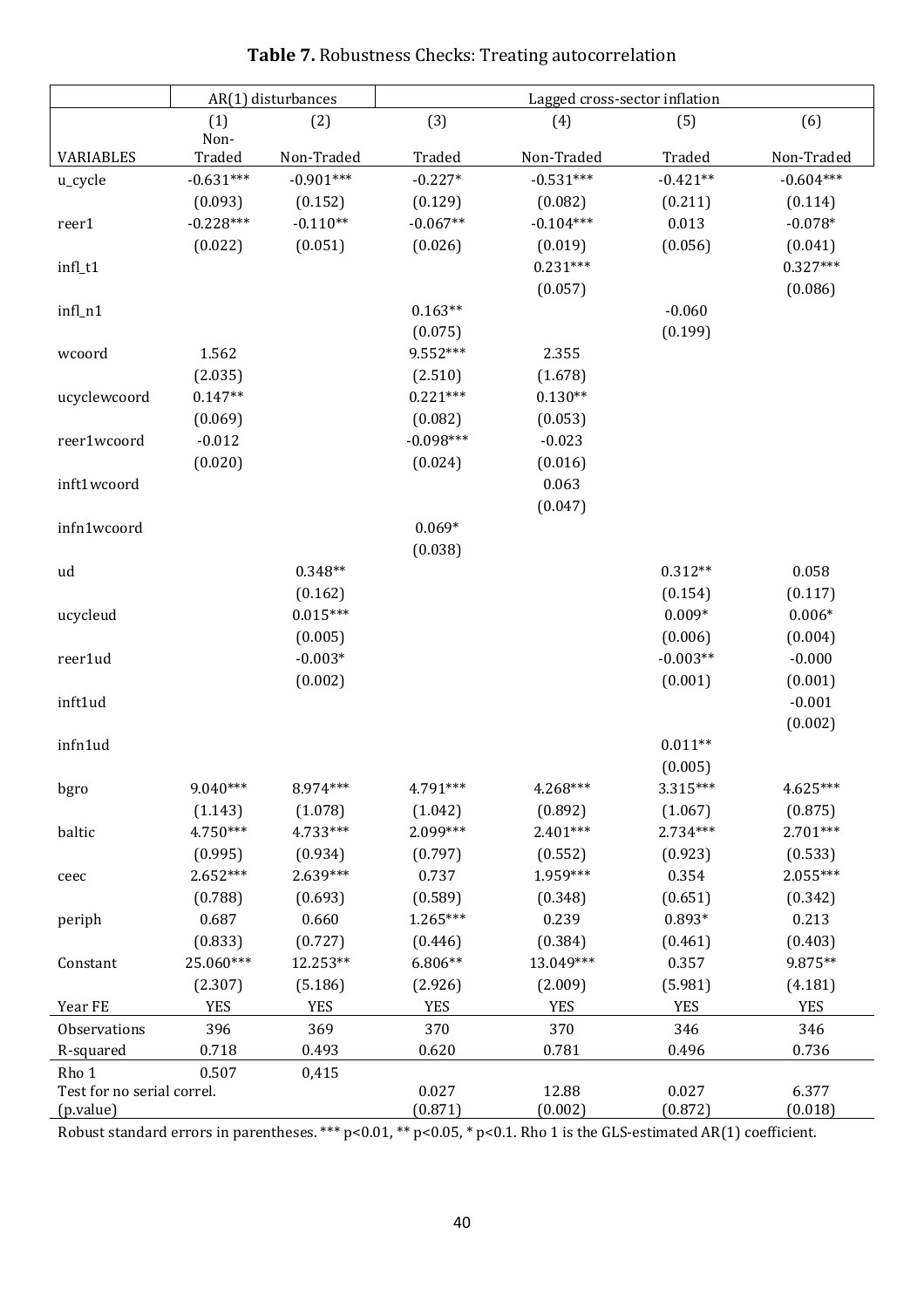**Table 7.** Robustness Checks: Treating autocorrelation

| | AR(1) disturbances | | Lagged cross-sector inflation | | | |
|---|---|---|---|---|---|---|
| | (1) | (2) | (3) | (4) | (5) | (6) |
| VARIABLES | Non-Traded | Non-Traded | Traded | Non-Traded | Traded | Non-Traded |
| u_cycle | -0.631*** | -0.901*** | -0.227* | -0.531*** | -0.421** | -0.604*** |
| | (0.093) | (0.152) | (0.129) | (0.082) | (0.211) | (0.114) |
| reer1 | -0.228*** | -0.110** | -0.067** | -0.104*** | 0.013 | -0.078* |
| | (0.022) | (0.051) | (0.026) | (0.019) | (0.056) | (0.041) |
| infl_t1 | | | | 0.231*** | | 0.327*** |
| | | | | (0.057) | | (0.086) |
| infl_n1 | | | 0.163** | | -0.060 | |
| | | | (0.075) | | (0.199) | |
| wcoord | 1.562 | | 9.552*** | 2.355 | | |
| | (2.035) | | (2.510) | (1.678) | | |
| ucyclewcoord | 0.147** | | 0.221*** | 0.130** | | |
| | (0.069) | | (0.082) | (0.053) | | |
| reer1wcoord | -0.012 | | -0.098*** | -0.023 | | |
| | (0.020) | | (0.024) | (0.016) | | |
| inft1wcoord | | | | 0.063 | | |
| | | | | (0.047) | | |
| infn1wcoord | | | 0.069* | | | |
| | | | (0.038) | | | |
| ud | | 0.348** | | | 0.312** | 0.058 |
| | | (0.162) | | | (0.154) | (0.117) |
| ucycleud | | 0.015*** | | | 0.009* | 0.006* |
| | | (0.005) | | | (0.006) | (0.004) |
| reer1ud | | -0.003* | | | -0.003** | -0.000 |
| | | (0.002) | | | (0.001) | (0.001) |
| inft1ud | | | | | | -0.001 |
| | | | | | | (0.002) |
| infn1ud | | | | | 0.011** | |
| | | | | | (0.005) | |
| bgro | 9.040*** | 8.974*** | 4.791*** | 4.268*** | 3.315*** | 4.625*** |
| | (1.143) | (1.078) | (1.042) | (0.892) | (1.067) | (0.875) |
| baltic | 4.750*** | 4.733*** | 2.099*** | 2.401*** | 2.734*** | 2.701*** |
| | (0.995) | (0.934) | (0.797) | (0.552) | (0.923) | (0.533) |
| ceec | 2.652*** | 2.639*** | 0.737 | 1.959*** | 0.354 | 2.055*** |
| | (0.788) | (0.693) | (0.589) | (0.348) | (0.651) | (0.342) |
| periph | 0.687 | 0.660 | 1.265*** | 0.239 | 0.893* | 0.213 |
| | (0.833) | (0.727) | (0.446) | (0.384) | (0.461) | (0.403) |
| Constant | 25.060*** | 12.253** | 6.806** | 13.049*** | 0.357 | 9.875** |
| | (2.307) | (5.186) | (2.926) | (2.009) | (5.981) | (4.181) |
| Year FE | YES | YES | YES | YES | YES | YES |
| Observations | 396 | 369 | 370 | 370 | 346 | 346 |
| R-squared | 0.718 | 0.493 | 0.620 | 0.781 | 0.496 | 0.736 |
| Rho 1 | 0.507 | 0,415 | | | | |
| Test for no serial correl. | | | 0.027 | 12.88 | 0.027 | 6.377 |
| (p.value) | | | (0.871) | (0.002) | (0.872) | (0.018) |

Robust standard errors in parentheses. *** p<0.01, ** p<0.05, * p<0.1. Rho 1 is the GLS-estimated AR(1) coefficient.